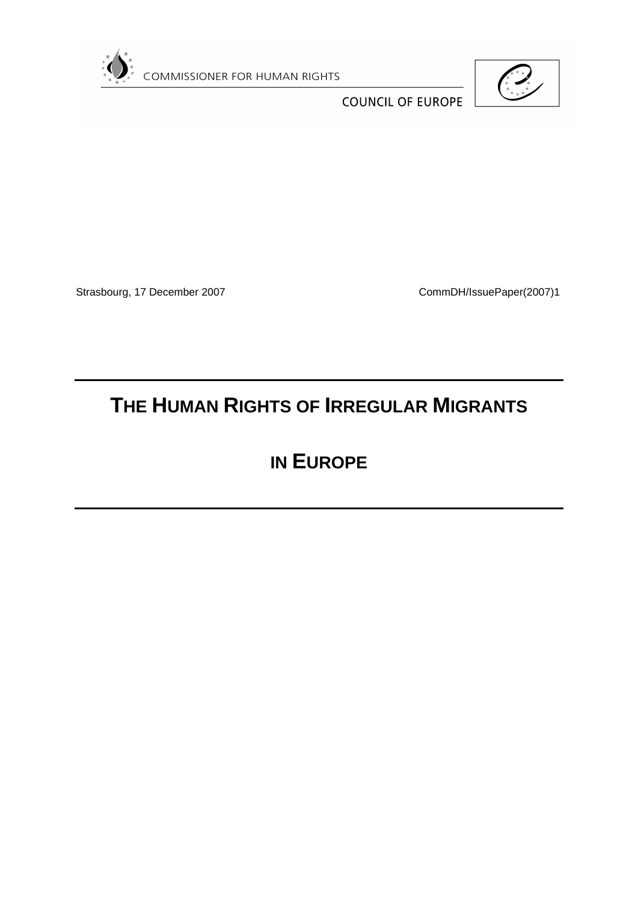COMMISSIONER FOR HUMAN RIGHTS

COUNCIL OF EUROPE

Strasbourg, 17 December 2007 CommDH/IssuePaper(2007)1

# THE HUMAN RIGHTS OF IRREGULAR MIGRANTS IN EUROPE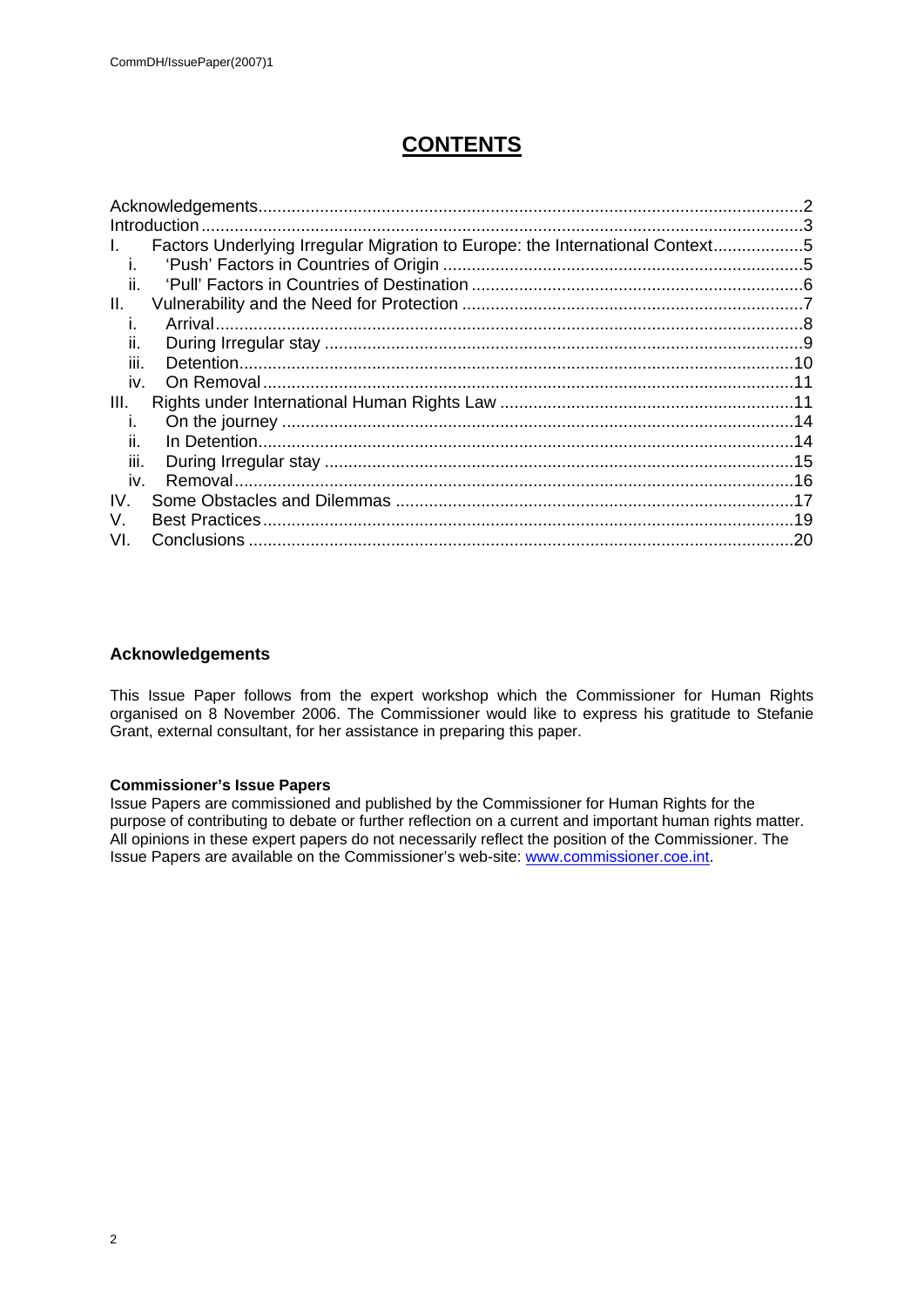# CONTENTS

| | | |
|---|---|---|
| Acknowledgements | | 2 |
| Introduction | | 3 |
| I. | Factors Underlying Irregular Migration to Europe: the International Context | 5 |
| i. | 'Push' Factors in Countries of Origin | 5 |
| ii. | 'Pull' Factors in Countries of Destination | 6 |
| II. | Vulnerability and the Need for Protection | 7 |
| i. | Arrival | 8 |
| ii. | During Irregular stay | 9 |
| iii. | Detention | 10 |
| iv. | On Removal | 11 |
| III. | Rights under International Human Rights Law | 11 |
| i. | On the journey | 14 |
| ii. | In Detention | 14 |
| iii. | During Irregular stay | 15 |
| iv. | Removal | 16 |
| IV. | Some Obstacles and Dilemmas | 17 |
| V. | Best Practices | 19 |
| VI. | Conclusions | 20 |

## Acknowledgements

This Issue Paper follows from the expert workshop which the Commissioner for Human Rights organised on 8 November 2006. The Commissioner would like to express his gratitude to Stefanie Grant, external consultant, for her assistance in preparing this paper.

**Commissioner's Issue Papers**
Issue Papers are commissioned and published by the Commissioner for Human Rights for the purpose of contributing to debate or further reflection on a current and important human rights matter. All opinions in these expert papers do not necessarily reflect the position of the Commissioner. The Issue Papers are available on the Commissioner's web-site: www.commissioner.coe.int.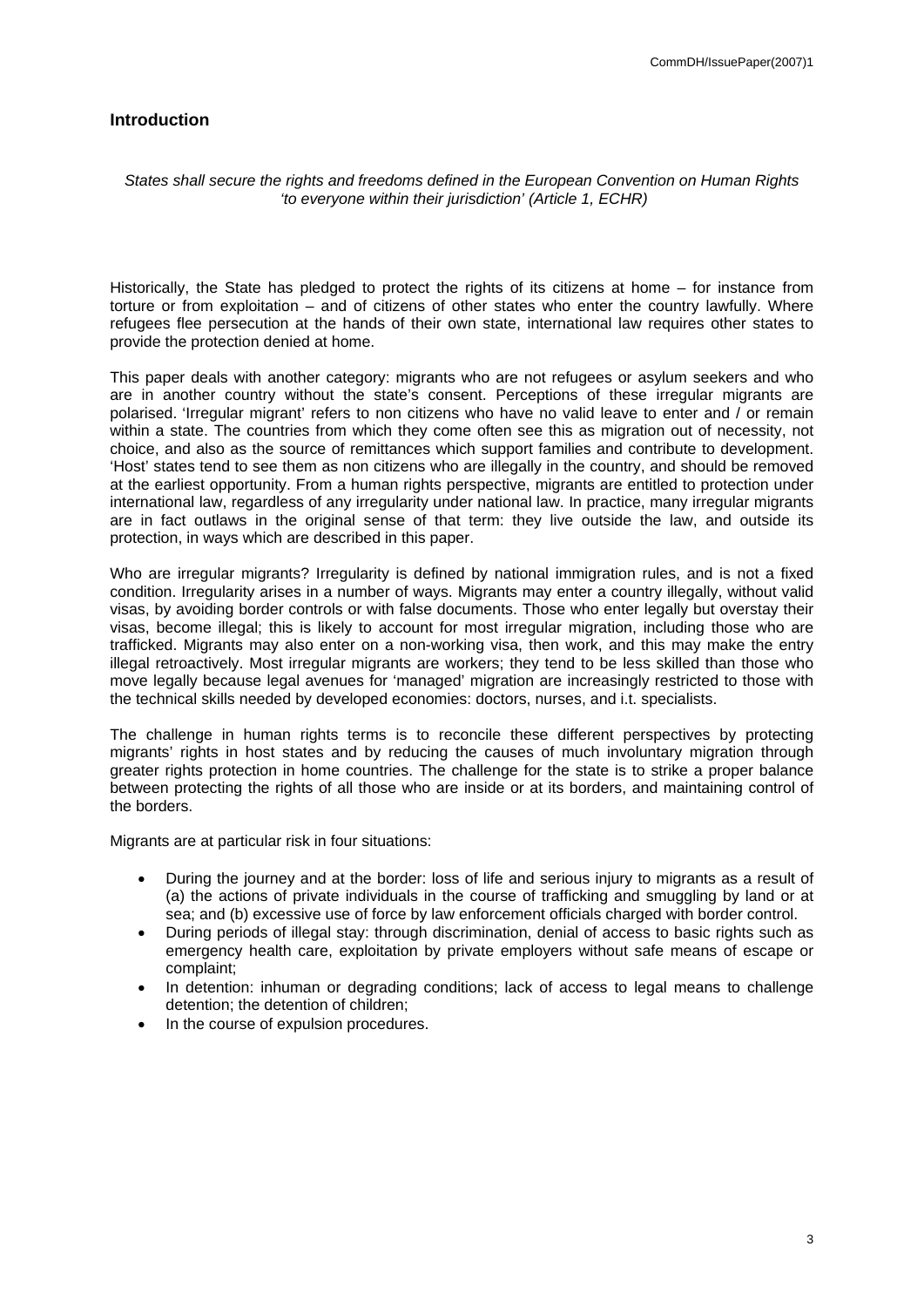## Introduction

*States shall secure the rights and freedoms defined in the European Convention on Human Rights 'to everyone within their jurisdiction' (Article 1, ECHR)*

Historically, the State has pledged to protect the rights of its citizens at home – for instance from torture or from exploitation – and of citizens of other states who enter the country lawfully. Where refugees flee persecution at the hands of their own state, international law requires other states to provide the protection denied at home.

This paper deals with another category: migrants who are not refugees or asylum seekers and who are in another country without the state's consent. Perceptions of these irregular migrants are polarised. 'Irregular migrant' refers to non citizens who have no valid leave to enter and / or remain within a state. The countries from which they come often see this as migration out of necessity, not choice, and also as the source of remittances which support families and contribute to development. 'Host' states tend to see them as non citizens who are illegally in the country, and should be removed at the earliest opportunity. From a human rights perspective, migrants are entitled to protection under international law, regardless of any irregularity under national law. In practice, many irregular migrants are in fact outlaws in the original sense of that term: they live outside the law, and outside its protection, in ways which are described in this paper.

Who are irregular migrants? Irregularity is defined by national immigration rules, and is not a fixed condition. Irregularity arises in a number of ways. Migrants may enter a country illegally, without valid visas, by avoiding border controls or with false documents. Those who enter legally but overstay their visas, become illegal; this is likely to account for most irregular migration, including those who are trafficked. Migrants may also enter on a non-working visa, then work, and this may make the entry illegal retroactively. Most irregular migrants are workers; they tend to be less skilled than those who move legally because legal avenues for 'managed' migration are increasingly restricted to those with the technical skills needed by developed economies: doctors, nurses, and i.t. specialists.

The challenge in human rights terms is to reconcile these different perspectives by protecting migrants' rights in host states and by reducing the causes of much involuntary migration through greater rights protection in home countries. The challenge for the state is to strike a proper balance between protecting the rights of all those who are inside or at its borders, and maintaining control of the borders.

Migrants are at particular risk in four situations:

- During the journey and at the border: loss of life and serious injury to migrants as a result of (a) the actions of private individuals in the course of trafficking and smuggling by land or at sea; and (b) excessive use of force by law enforcement officials charged with border control.
- During periods of illegal stay: through discrimination, denial of access to basic rights such as emergency health care, exploitation by private employers without safe means of escape or complaint;
- In detention: inhuman or degrading conditions; lack of access to legal means to challenge detention; the detention of children;
- In the course of expulsion procedures.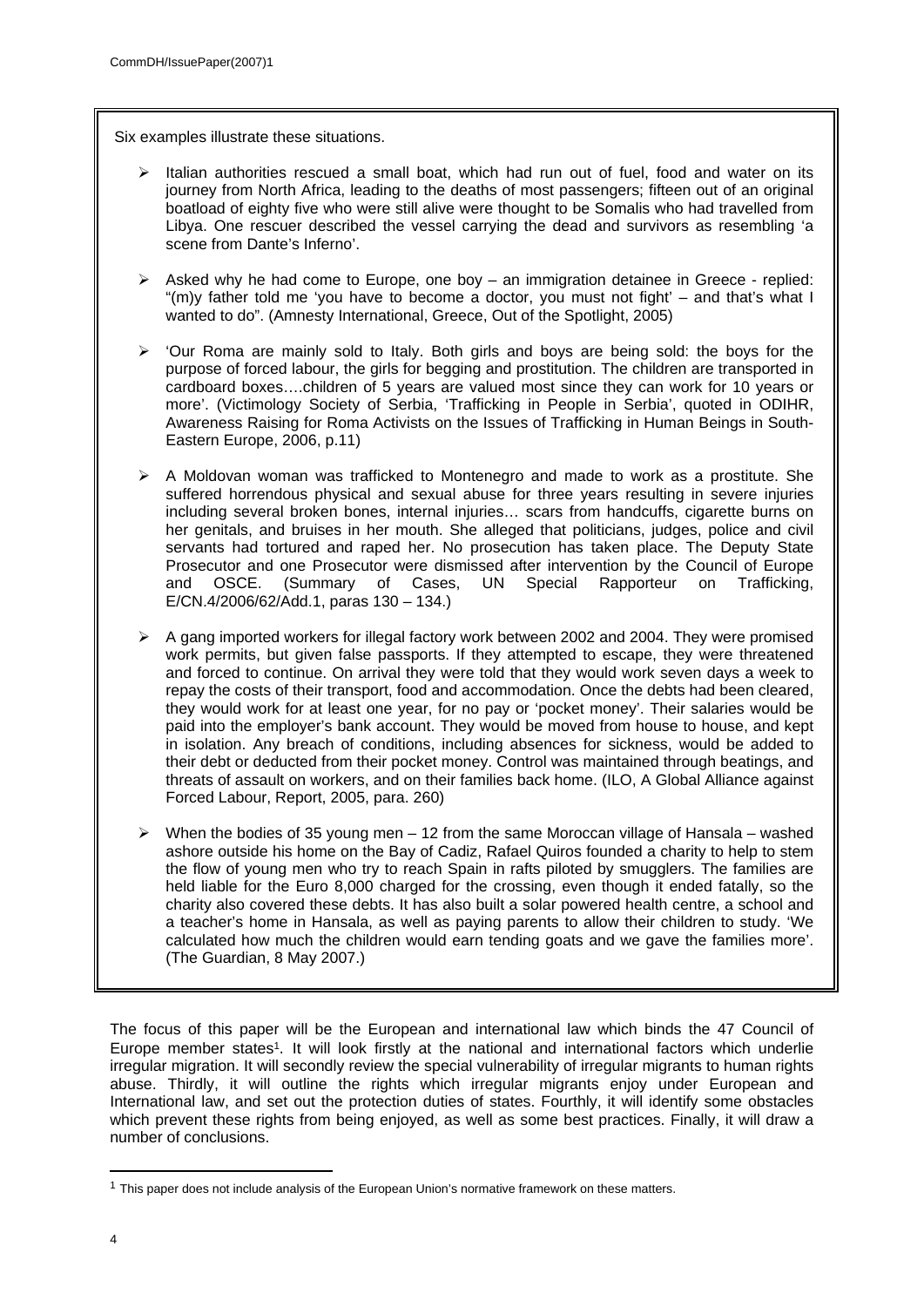Six examples illustrate these situations.

- Italian authorities rescued a small boat, which had run out of fuel, food and water on its journey from North Africa, leading to the deaths of most passengers; fifteen out of an original boatload of eighty five who were still alive were thought to be Somalis who had travelled from Libya. One rescuer described the vessel carrying the dead and survivors as resembling 'a scene from Dante's Inferno'.

- Asked why he had come to Europe, one boy – an immigration detainee in Greece - replied: "(m)y father told me 'you have to become a doctor, you must not fight' – and that's what I wanted to do". (Amnesty International, Greece, Out of the Spotlight, 2005)

- 'Our Roma are mainly sold to Italy. Both girls and boys are being sold: the boys for the purpose of forced labour, the girls for begging and prostitution. The children are transported in cardboard boxes….children of 5 years are valued most since they can work for 10 years or more'. (Victimology Society of Serbia, 'Trafficking in People in Serbia', quoted in ODIHR, Awareness Raising for Roma Activists on the Issues of Trafficking in Human Beings in South-Eastern Europe, 2006, p.11)

- A Moldovan woman was trafficked to Montenegro and made to work as a prostitute. She suffered horrendous physical and sexual abuse for three years resulting in severe injuries including several broken bones, internal injuries… scars from handcuffs, cigarette burns on her genitals, and bruises in her mouth. She alleged that politicians, judges, police and civil servants had tortured and raped her. No prosecution has taken place. The Deputy State Prosecutor and one Prosecutor were dismissed after intervention by the Council of Europe and OSCE. (Summary of Cases, UN Special Rapporteur on Trafficking, E/CN.4/2006/62/Add.1, paras 130 – 134.)

- A gang imported workers for illegal factory work between 2002 and 2004. They were promised work permits, but given false passports. If they attempted to escape, they were threatened and forced to continue. On arrival they were told that they would work seven days a week to repay the costs of their transport, food and accommodation. Once the debts had been cleared, they would work for at least one year, for no pay or 'pocket money'. Their salaries would be paid into the employer's bank account. They would be moved from house to house, and kept in isolation. Any breach of conditions, including absences for sickness, would be added to their debt or deducted from their pocket money. Control was maintained through beatings, and threats of assault on workers, and on their families back home. (ILO, A Global Alliance against Forced Labour, Report, 2005, para. 260)

- When the bodies of 35 young men – 12 from the same Moroccan village of Hansala – washed ashore outside his home on the Bay of Cadiz, Rafael Quiros founded a charity to help to stem the flow of young men who try to reach Spain in rafts piloted by smugglers. The families are held liable for the Euro 8,000 charged for the crossing, even though it ended fatally, so the charity also covered these debts. It has also built a solar powered health centre, a school and a teacher's home in Hansala, as well as paying parents to allow their children to study. 'We calculated how much the children would earn tending goats and we gave the families more'. (The Guardian, 8 May 2007.)

The focus of this paper will be the European and international law which binds the 47 Council of Europe member states[1]. It will look firstly at the national and international factors which underlie irregular migration. It will secondly review the special vulnerability of irregular migrants to human rights abuse. Thirdly, it will outline the rights which irregular migrants enjoy under European and International law, and set out the protection duties of states. Fourthly, it will identify some obstacles which prevent these rights from being enjoyed, as well as some best practices. Finally, it will draw a number of conclusions.

[1] This paper does not include analysis of the European Union's normative framework on these matters.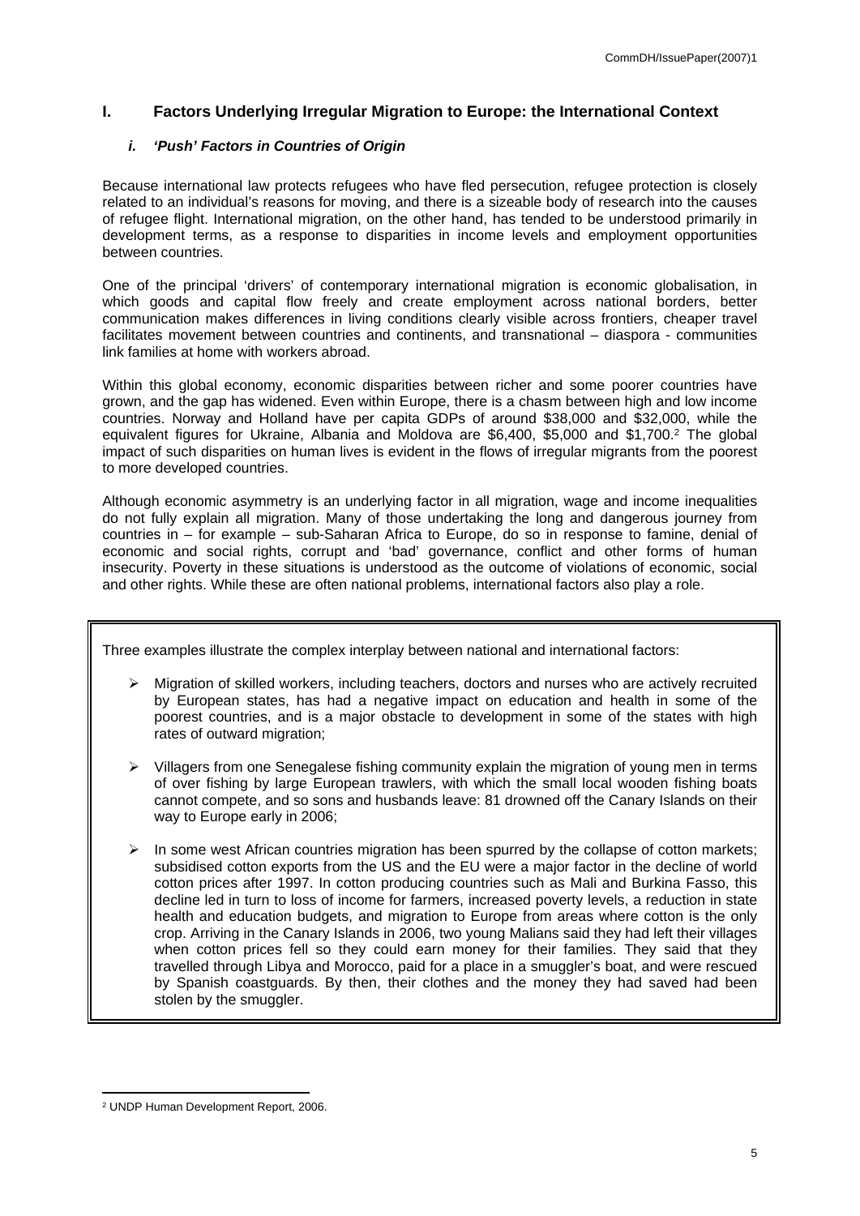# I. Factors Underlying Irregular Migration to Europe: the International Context

### *i. 'Push' Factors in Countries of Origin*

Because international law protects refugees who have fled persecution, refugee protection is closely related to an individual's reasons for moving, and there is a sizeable body of research into the causes of refugee flight. International migration, on the other hand, has tended to be understood primarily in development terms, as a response to disparities in income levels and employment opportunities between countries.

One of the principal 'drivers' of contemporary international migration is economic globalisation, in which goods and capital flow freely and create employment across national borders, better communication makes differences in living conditions clearly visible across frontiers, cheaper travel facilitates movement between countries and continents, and transnational – diaspora - communities link families at home with workers abroad.

Within this global economy, economic disparities between richer and some poorer countries have grown, and the gap has widened. Even within Europe, there is a chasm between high and low income countries. Norway and Holland have per capita GDPs of around \$38,000 and \$32,000, while the equivalent figures for Ukraine, Albania and Moldova are \$6,400, \$5,000 and \$1,700.[2] The global impact of such disparities on human lives is evident in the flows of irregular migrants from the poorest to more developed countries.

Although economic asymmetry is an underlying factor in all migration, wage and income inequalities do not fully explain all migration. Many of those undertaking the long and dangerous journey from countries in – for example – sub-Saharan Africa to Europe, do so in response to famine, denial of economic and social rights, corrupt and 'bad' governance, conflict and other forms of human insecurity. Poverty in these situations is understood as the outcome of violations of economic, social and other rights. While these are often national problems, international factors also play a role.

---

Three examples illustrate the complex interplay between national and international factors:

- Migration of skilled workers, including teachers, doctors and nurses who are actively recruited by European states, has had a negative impact on education and health in some of the poorest countries, and is a major obstacle to development in some of the states with high rates of outward migration;

- Villagers from one Senegalese fishing community explain the migration of young men in terms of over fishing by large European trawlers, with which the small local wooden fishing boats cannot compete, and so sons and husbands leave: 81 drowned off the Canary Islands on their way to Europe early in 2006;

- In some west African countries migration has been spurred by the collapse of cotton markets; subsidised cotton exports from the US and the EU were a major factor in the decline of world cotton prices after 1997. In cotton producing countries such as Mali and Burkina Fasso, this decline led in turn to loss of income for farmers, increased poverty levels, a reduction in state health and education budgets, and migration to Europe from areas where cotton is the only crop. Arriving in the Canary Islands in 2006, two young Malians said they had left their villages when cotton prices fell so they could earn money for their families. They said that they travelled through Libya and Morocco, paid for a place in a smuggler's boat, and were rescued by Spanish coastguards. By then, their clothes and the money they had saved had been stolen by the smuggler.

---

[2] UNDP Human Development Report, 2006.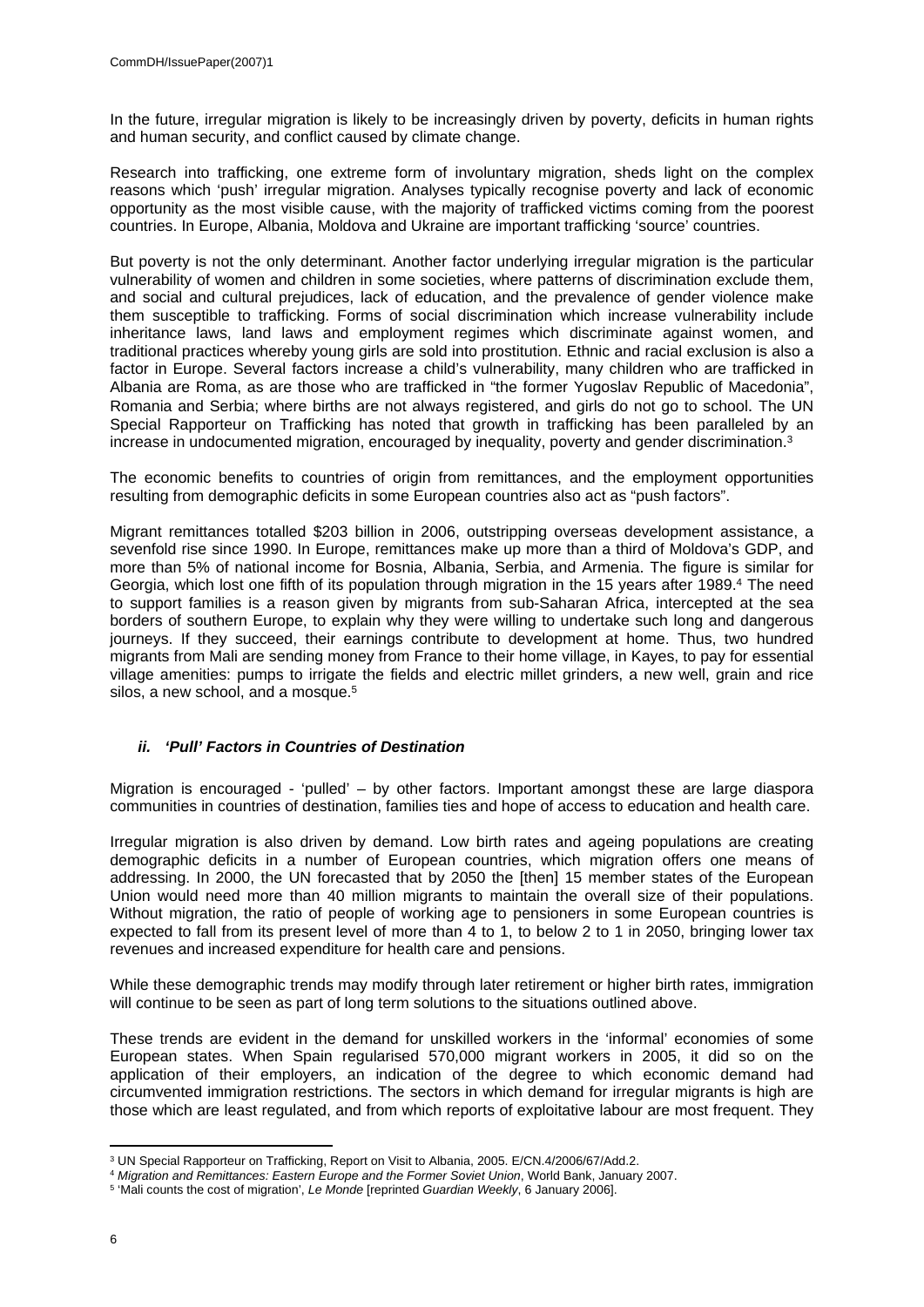In the future, irregular migration is likely to be increasingly driven by poverty, deficits in human rights and human security, and conflict caused by climate change.

Research into trafficking, one extreme form of involuntary migration, sheds light on the complex reasons which 'push' irregular migration. Analyses typically recognise poverty and lack of economic opportunity as the most visible cause, with the majority of trafficked victims coming from the poorest countries. In Europe, Albania, Moldova and Ukraine are important trafficking 'source' countries.

But poverty is not the only determinant. Another factor underlying irregular migration is the particular vulnerability of women and children in some societies, where patterns of discrimination exclude them, and social and cultural prejudices, lack of education, and the prevalence of gender violence make them susceptible to trafficking. Forms of social discrimination which increase vulnerability include inheritance laws, land laws and employment regimes which discriminate against women, and traditional practices whereby young girls are sold into prostitution. Ethnic and racial exclusion is also a factor in Europe. Several factors increase a child's vulnerability, many children who are trafficked in Albania are Roma, as are those who are trafficked in "the former Yugoslav Republic of Macedonia", Romania and Serbia; where births are not always registered, and girls do not go to school. The UN Special Rapporteur on Trafficking has noted that growth in trafficking has been paralleled by an increase in undocumented migration, encouraged by inequality, poverty and gender discrimination.[3]

The economic benefits to countries of origin from remittances, and the employment opportunities resulting from demographic deficits in some European countries also act as "push factors".

Migrant remittances totalled $203 billion in 2006, outstripping overseas development assistance, a sevenfold rise since 1990. In Europe, remittances make up more than a third of Moldova's GDP, and more than 5% of national income for Bosnia, Albania, Serbia, and Armenia. The figure is similar for Georgia, which lost one fifth of its population through migration in the 15 years after 1989.[4] The need to support families is a reason given by migrants from sub-Saharan Africa, intercepted at the sea borders of southern Europe, to explain why they were willing to undertake such long and dangerous journeys. If they succeed, their earnings contribute to development at home. Thus, two hundred migrants from Mali are sending money from France to their home village, in Kayes, to pay for essential village amenities: pumps to irrigate the fields and electric millet grinders, a new well, grain and rice silos, a new school, and a mosque.[5]

### *ii. 'Pull' Factors in Countries of Destination*

Migration is encouraged - 'pulled' – by other factors. Important amongst these are large diaspora communities in countries of destination, families ties and hope of access to education and health care.

Irregular migration is also driven by demand. Low birth rates and ageing populations are creating demographic deficits in a number of European countries, which migration offers one means of addressing. In 2000, the UN forecasted that by 2050 the [then] 15 member states of the European Union would need more than 40 million migrants to maintain the overall size of their populations. Without migration, the ratio of people of working age to pensioners in some European countries is expected to fall from its present level of more than 4 to 1, to below 2 to 1 in 2050, bringing lower tax revenues and increased expenditure for health care and pensions.

While these demographic trends may modify through later retirement or higher birth rates, immigration will continue to be seen as part of long term solutions to the situations outlined above.

These trends are evident in the demand for unskilled workers in the 'informal' economies of some European states. When Spain regularised 570,000 migrant workers in 2005, it did so on the application of their employers, an indication of the degree to which economic demand had circumvented immigration restrictions. The sectors in which demand for irregular migrants is high are those which are least regulated, and from which reports of exploitative labour are most frequent. They

---

[3] UN Special Rapporteur on Trafficking, Report on Visit to Albania, 2005. E/CN.4/2006/67/Add.2.

[4] *Migration and Remittances: Eastern Europe and the Former Soviet Union*, World Bank, January 2007.

[5] 'Mali counts the cost of migration', *Le Monde* [reprinted *Guardian Weekly*, 6 January 2006].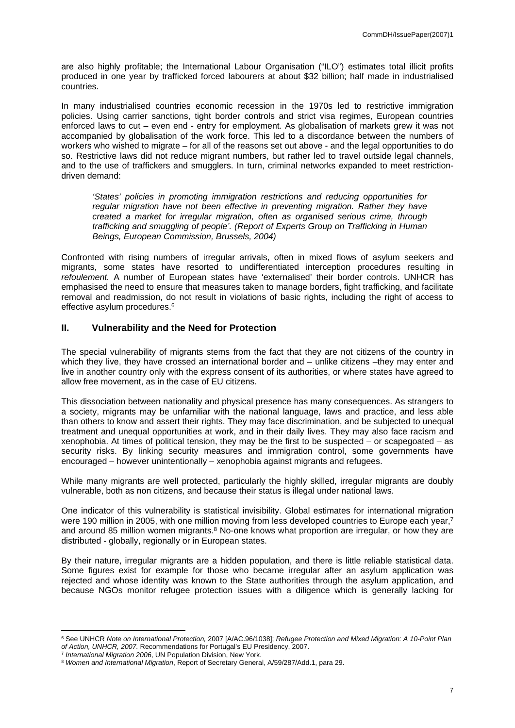are also highly profitable; the International Labour Organisation ("ILO") estimates total illicit profits produced in one year by trafficked forced labourers at about $32 billion; half made in industrialised countries.

In many industrialised countries economic recession in the 1970s led to restrictive immigration policies. Using carrier sanctions, tight border controls and strict visa regimes, European countries enforced laws to cut – even end - entry for employment. As globalisation of markets grew it was not accompanied by globalisation of the work force. This led to a discordance between the numbers of workers who wished to migrate – for all of the reasons set out above - and the legal opportunities to do so. Restrictive laws did not reduce migrant numbers, but rather led to travel outside legal channels, and to the use of traffickers and smugglers. In turn, criminal networks expanded to meet restriction-driven demand:

> *'States' policies in promoting immigration restrictions and reducing opportunities for regular migration have not been effective in preventing migration. Rather they have created a market for irregular migration, often as organised serious crime, through trafficking and smuggling of people'. (Report of Experts Group on Trafficking in Human Beings, European Commission, Brussels, 2004)*

Confronted with rising numbers of irregular arrivals, often in mixed flows of asylum seekers and migrants, some states have resorted to undifferentiated interception procedures resulting in *refoulement.* A number of European states have 'externalised' their border controls. UNHCR has emphasised the need to ensure that measures taken to manage borders, fight trafficking, and facilitate removal and readmission, do not result in violations of basic rights, including the right of access to effective asylum procedures.[6]

## II. Vulnerability and the Need for Protection

The special vulnerability of migrants stems from the fact that they are not citizens of the country in which they live, they have crossed an international border and – unlike citizens –they may enter and live in another country only with the express consent of its authorities, or where states have agreed to allow free movement, as in the case of EU citizens.

This dissociation between nationality and physical presence has many consequences. As strangers to a society, migrants may be unfamiliar with the national language, laws and practice, and less able than others to know and assert their rights. They may face discrimination, and be subjected to unequal treatment and unequal opportunities at work, and in their daily lives. They may also face racism and xenophobia. At times of political tension, they may be the first to be suspected – or scapegoated – as security risks. By linking security measures and immigration control, some governments have encouraged – however unintentionally – xenophobia against migrants and refugees.

While many migrants are well protected, particularly the highly skilled, irregular migrants are doubly vulnerable, both as non citizens, and because their status is illegal under national laws.

One indicator of this vulnerability is statistical invisibility. Global estimates for international migration were 190 million in 2005, with one million moving from less developed countries to Europe each year,[7] and around 85 million women migrants.[8] No-one knows what proportion are irregular, or how they are distributed - globally, regionally or in European states.

By their nature, irregular migrants are a hidden population, and there is little reliable statistical data. Some figures exist for example for those who became irregular after an asylum application was rejected and whose identity was known to the State authorities through the asylum application, and because NGOs monitor refugee protection issues with a diligence which is generally lacking for

---

[6] See UNHCR *Note on International Protection,* 2007 [A/AC.96/1038]; *Refugee Protection and Mixed Migration: A 10-Point Plan of Action, UNHCR, 2007.* Recommendations for Portugal's EU Presidency, 2007.

[7] *International Migration 2006*, UN Population Division, New York.

[8] *Women and International Migration*, Report of Secretary General, A/59/287/Add.1, para 29.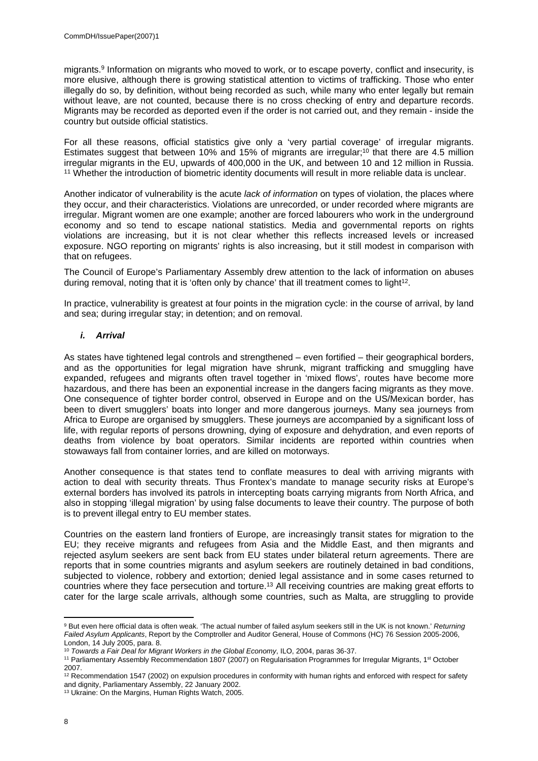migrants.[9] Information on migrants who moved to work, or to escape poverty, conflict and insecurity, is more elusive, although there is growing statistical attention to victims of trafficking. Those who enter illegally do so, by definition, without being recorded as such, while many who enter legally but remain without leave, are not counted, because there is no cross checking of entry and departure records. Migrants may be recorded as deported even if the order is not carried out, and they remain - inside the country but outside official statistics.

For all these reasons, official statistics give only a 'very partial coverage' of irregular migrants. Estimates suggest that between 10% and 15% of migrants are irregular;[10] that there are 4.5 million irregular migrants in the EU, upwards of 400,000 in the UK, and between 10 and 12 million in Russia.[11] Whether the introduction of biometric identity documents will result in more reliable data is unclear.

Another indicator of vulnerability is the acute *lack of information* on types of violation, the places where they occur, and their characteristics. Violations are unrecorded, or under recorded where migrants are irregular. Migrant women are one example; another are forced labourers who work in the underground economy and so tend to escape national statistics. Media and governmental reports on rights violations are increasing, but it is not clear whether this reflects increased levels or increased exposure. NGO reporting on migrants' rights is also increasing, but it still modest in comparison with that on refugees.

The Council of Europe's Parliamentary Assembly drew attention to the lack of information on abuses during removal, noting that it is 'often only by chance' that ill treatment comes to light[12].

In practice, vulnerability is greatest at four points in the migration cycle: in the course of arrival, by land and sea; during irregular stay; in detention; and on removal.

#### *i. Arrival*

As states have tightened legal controls and strengthened – even fortified – their geographical borders, and as the opportunities for legal migration have shrunk, migrant trafficking and smuggling have expanded, refugees and migrants often travel together in 'mixed flows', routes have become more hazardous, and there has been an exponential increase in the dangers facing migrants as they move. One consequence of tighter border control, observed in Europe and on the US/Mexican border, has been to divert smugglers' boats into longer and more dangerous journeys. Many sea journeys from Africa to Europe are organised by smugglers. These journeys are accompanied by a significant loss of life, with regular reports of persons drowning, dying of exposure and dehydration, and even reports of deaths from violence by boat operators. Similar incidents are reported within countries when stowaways fall from container lorries, and are killed on motorways.

Another consequence is that states tend to conflate measures to deal with arriving migrants with action to deal with security threats. Thus Frontex's mandate to manage security risks at Europe's external borders has involved its patrols in intercepting boats carrying migrants from North Africa, and also in stopping 'illegal migration' by using false documents to leave their country. The purpose of both is to prevent illegal entry to EU member states.

Countries on the eastern land frontiers of Europe, are increasingly transit states for migration to the EU; they receive migrants and refugees from Asia and the Middle East, and then migrants and rejected asylum seekers are sent back from EU states under bilateral return agreements. There are reports that in some countries migrants and asylum seekers are routinely detained in bad conditions, subjected to violence, robbery and extortion; denied legal assistance and in some cases returned to countries where they face persecution and torture.[13] All receiving countries are making great efforts to cater for the large scale arrivals, although some countries, such as Malta, are struggling to provide

---

[9] But even here official data is often weak. 'The actual number of failed asylum seekers still in the UK is not known.' *Returning Failed Asylum Applicants*, Report by the Comptroller and Auditor General, House of Commons (HC) 76 Session 2005-2006, London, 14 July 2005, para. 8.

[10] *Towards a Fair Deal for Migrant Workers in the Global Economy*, ILO, 2004, paras 36-37.

[11] Parliamentary Assembly Recommendation 1807 (2007) on Regularisation Programmes for Irregular Migrants, 1st October 2007.

[12] Recommendation 1547 (2002) on expulsion procedures in conformity with human rights and enforced with respect for safety and dignity, Parliamentary Assembly, 22 January 2002.

[13] Ukraine: On the Margins, Human Rights Watch, 2005.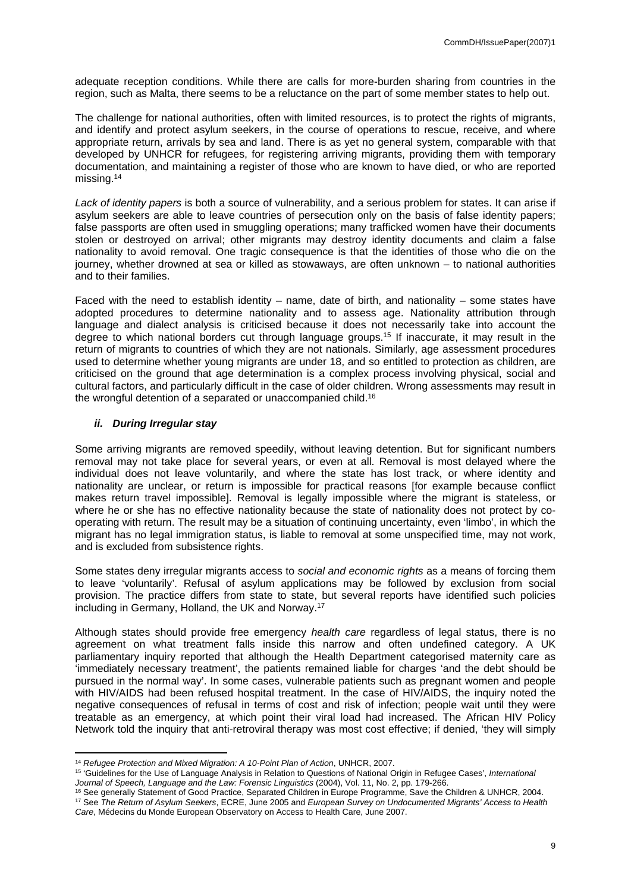adequate reception conditions. While there are calls for more-burden sharing from countries in the region, such as Malta, there seems to be a reluctance on the part of some member states to help out.

The challenge for national authorities, often with limited resources, is to protect the rights of migrants, and identify and protect asylum seekers, in the course of operations to rescue, receive, and where appropriate return, arrivals by sea and land. There is as yet no general system, comparable with that developed by UNHCR for refugees, for registering arriving migrants, providing them with temporary documentation, and maintaining a register of those who are known to have died, or who are reported missing.[14]

*Lack of identity papers* is both a source of vulnerability, and a serious problem for states. It can arise if asylum seekers are able to leave countries of persecution only on the basis of false identity papers; false passports are often used in smuggling operations; many trafficked women have their documents stolen or destroyed on arrival; other migrants may destroy identity documents and claim a false nationality to avoid removal. One tragic consequence is that the identities of those who die on the journey, whether drowned at sea or killed as stowaways, are often unknown – to national authorities and to their families.

Faced with the need to establish identity – name, date of birth, and nationality – some states have adopted procedures to determine nationality and to assess age. Nationality attribution through language and dialect analysis is criticised because it does not necessarily take into account the degree to which national borders cut through language groups.[15] If inaccurate, it may result in the return of migrants to countries of which they are not nationals. Similarly, age assessment procedures used to determine whether young migrants are under 18, and so entitled to protection as children, are criticised on the ground that age determination is a complex process involving physical, social and cultural factors, and particularly difficult in the case of older children. Wrong assessments may result in the wrongful detention of a separated or unaccompanied child.[16]

#### *ii. During Irregular stay*

Some arriving migrants are removed speedily, without leaving detention. But for significant numbers removal may not take place for several years, or even at all. Removal is most delayed where the individual does not leave voluntarily, and where the state has lost track, or where identity and nationality are unclear, or return is impossible for practical reasons [for example because conflict makes return travel impossible]. Removal is legally impossible where the migrant is stateless, or where he or she has no effective nationality because the state of nationality does not protect by co-operating with return. The result may be a situation of continuing uncertainty, even 'limbo', in which the migrant has no legal immigration status, is liable to removal at some unspecified time, may not work, and is excluded from subsistence rights.

Some states deny irregular migrants access to *social and economic rights* as a means of forcing them to leave 'voluntarily'. Refusal of asylum applications may be followed by exclusion from social provision. The practice differs from state to state, but several reports have identified such policies including in Germany, Holland, the UK and Norway.[17]

Although states should provide free emergency *health care* regardless of legal status, there is no agreement on what treatment falls inside this narrow and often undefined category. A UK parliamentary inquiry reported that although the Health Department categorised maternity care as 'immediately necessary treatment', the patients remained liable for charges 'and the debt should be pursued in the normal way'. In some cases, vulnerable patients such as pregnant women and people with HIV/AIDS had been refused hospital treatment. In the case of HIV/AIDS, the inquiry noted the negative consequences of refusal in terms of cost and risk of infection; people wait until they were treatable as an emergency, at which point their viral load had increased. The African HIV Policy Network told the inquiry that anti-retroviral therapy was most cost effective; if denied, 'they will simply

---

[14] *Refugee Protection and Mixed Migration: A 10-Point Plan of Action*, UNHCR, 2007.

[15] 'Guidelines for the Use of Language Analysis in Relation to Questions of National Origin in Refugee Cases', *International Journal of Speech, Language and the Law: Forensic Linguistics* (2004), Vol. 11, No. 2, pp. 179-266.

[16] See generally Statement of Good Practice, Separated Children in Europe Programme, Save the Children & UNHCR, 2004.

[17] See *The Return of Asylum Seekers*, ECRE, June 2005 and *European Survey on Undocumented Migrants' Access to Health Care*, Médecins du Monde European Observatory on Access to Health Care, June 2007.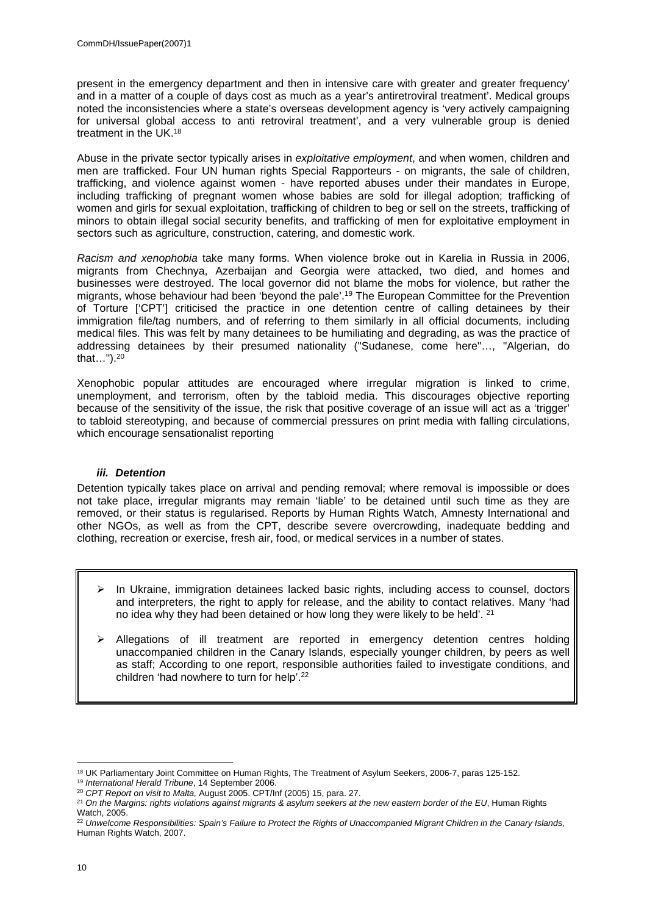present in the emergency department and then in intensive care with greater and greater frequency' and in a matter of a couple of days cost as much as a year's antiretroviral treatment'. Medical groups noted the inconsistencies where a state's overseas development agency is 'very actively campaigning for universal global access to anti retroviral treatment', and a very vulnerable group is denied treatment in the UK.[18]

Abuse in the private sector typically arises in *exploitative employment*, and when women, children and men are trafficked. Four UN human rights Special Rapporteurs - on migrants, the sale of children, trafficking, and violence against women - have reported abuses under their mandates in Europe, including trafficking of pregnant women whose babies are sold for illegal adoption; trafficking of women and girls for sexual exploitation, trafficking of children to beg or sell on the streets, trafficking of minors to obtain illegal social security benefits, and trafficking of men for exploitative employment in sectors such as agriculture, construction, catering, and domestic work.

*Racism and xenophobia* take many forms. When violence broke out in Karelia in Russia in 2006, migrants from Chechnya, Azerbaijan and Georgia were attacked, two died, and homes and businesses were destroyed. The local governor did not blame the mobs for violence, but rather the migrants, whose behaviour had been 'beyond the pale'.[19] The European Committee for the Prevention of Torture ['CPT'] criticised the practice in one detention centre of calling detainees by their immigration file/tag numbers, and of referring to them similarly in all official documents, including medical files. This was felt by many detainees to be humiliating and degrading, as was the practice of addressing detainees by their presumed nationality ("Sudanese, come here"…, "Algerian, do that…").[20]

Xenophobic popular attitudes are encouraged where irregular migration is linked to crime, unemployment, and terrorism, often by the tabloid media. This discourages objective reporting because of the sensitivity of the issue, the risk that positive coverage of an issue will act as a 'trigger' to tabloid stereotyping, and because of commercial pressures on print media with falling circulations, which encourage sensationalist reporting

#### *iii. Detention*

Detention typically takes place on arrival and pending removal; where removal is impossible or does not take place, irregular migrants may remain 'liable' to be detained until such time as they are removed, or their status is regularised. Reports by Human Rights Watch, Amnesty International and other NGOs, as well as from the CPT, describe severe overcrowding, inadequate bedding and clothing, recreation or exercise, fresh air, food, or medical services in a number of states.

> - In Ukraine, immigration detainees lacked basic rights, including access to counsel, doctors and interpreters, the right to apply for release, and the ability to contact relatives. Many 'had no idea why they had been detained or how long they were likely to be held'.[21]
> - Allegations of ill treatment are reported in emergency detention centres holding unaccompanied children in the Canary Islands, especially younger children, by peers as well as staff; According to one report, responsible authorities failed to investigate conditions, and children 'had nowhere to turn for help'.[22]

---

[18] UK Parliamentary Joint Committee on Human Rights, The Treatment of Asylum Seekers, 2006-7, paras 125-152.

[19] *International Herald Tribune*, 14 September 2006.

[20] *CPT Report on visit to Malta,* August 2005. CPT/Inf (2005) 15, para. 27.

[21] *On the Margins: rights violations against migrants & asylum seekers at the new eastern border of the EU*, Human Rights Watch, 2005.

[22] *Unwelcome Responsibilities: Spain's Failure to Protect the Rights of Unaccompanied Migrant Children in the Canary Islands*, Human Rights Watch, 2007.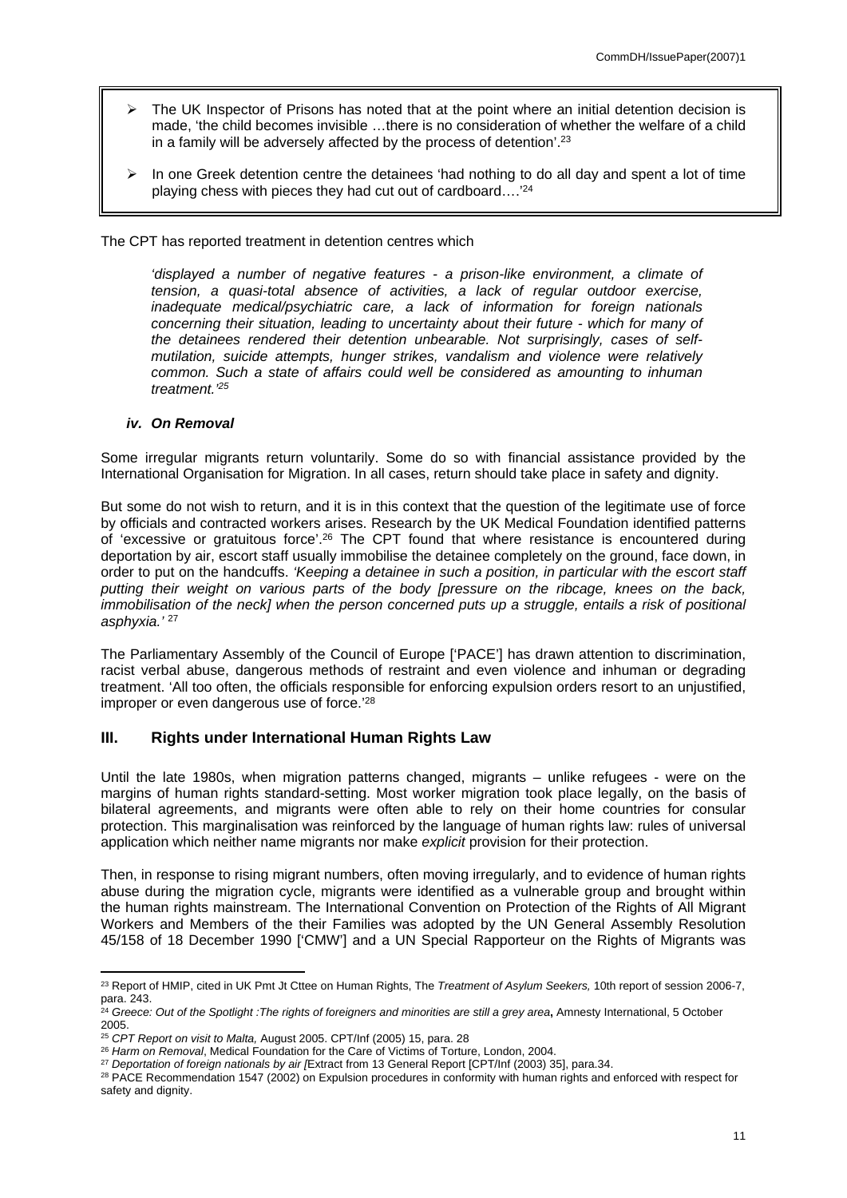- The UK Inspector of Prisons has noted that at the point where an initial detention decision is made, 'the child becomes invisible …there is no consideration of whether the welfare of a child in a family will be adversely affected by the process of detention'.[23]
- In one Greek detention centre the detainees 'had nothing to do all day and spent a lot of time playing chess with pieces they had cut out of cardboard….'[24]

The CPT has reported treatment in detention centres which

> *'displayed a number of negative features - a prison-like environment, a climate of tension, a quasi-total absence of activities, a lack of regular outdoor exercise, inadequate medical/psychiatric care, a lack of information for foreign nationals concerning their situation, leading to uncertainty about their future - which for many of the detainees rendered their detention unbearable. Not surprisingly, cases of self-mutilation, suicide attempts, hunger strikes, vandalism and violence were relatively common. Such a state of affairs could well be considered as amounting to inhuman treatment.'*[25]

#### *iv. On Removal*

Some irregular migrants return voluntarily. Some do so with financial assistance provided by the International Organisation for Migration. In all cases, return should take place in safety and dignity.

But some do not wish to return, and it is in this context that the question of the legitimate use of force by officials and contracted workers arises. Research by the UK Medical Foundation identified patterns of 'excessive or gratuitous force'.[26] The CPT found that where resistance is encountered during deportation by air, escort staff usually immobilise the detainee completely on the ground, face down, in order to put on the handcuffs. *'Keeping a detainee in such a position, in particular with the escort staff putting their weight on various parts of the body [pressure on the ribcage, knees on the back, immobilisation of the neck] when the person concerned puts up a struggle, entails a risk of positional asphyxia.'* [27]

The Parliamentary Assembly of the Council of Europe ['PACE'] has drawn attention to discrimination, racist verbal abuse, dangerous methods of restraint and even violence and inhuman or degrading treatment. 'All too often, the officials responsible for enforcing expulsion orders resort to an unjustified, improper or even dangerous use of force.'[28]

## III. Rights under International Human Rights Law

Until the late 1980s, when migration patterns changed, migrants – unlike refugees - were on the margins of human rights standard-setting. Most worker migration took place legally, on the basis of bilateral agreements, and migrants were often able to rely on their home countries for consular protection. This marginalisation was reinforced by the language of human rights law: rules of universal application which neither name migrants nor make *explicit* provision for their protection.

Then, in response to rising migrant numbers, often moving irregularly, and to evidence of human rights abuse during the migration cycle, migrants were identified as a vulnerable group and brought within the human rights mainstream. The International Convention on Protection of the Rights of All Migrant Workers and Members of the their Families was adopted by the UN General Assembly Resolution 45/158 of 18 December 1990 ['CMW'] and a UN Special Rapporteur on the Rights of Migrants was

---

[23] Report of HMIP, cited in UK Pmt Jt Cttee on Human Rights, The *Treatment of Asylum Seekers,* 10th report of session 2006-7, para. 243.

[24] *Greece: Out of the Spotlight :The rights of foreigners and minorities are still a grey area*, Amnesty International, 5 October 2005.

[25] *CPT Report on visit to Malta,* August 2005. CPT/Inf (2005) 15, para. 28

[26] *Harm on Removal*, Medical Foundation for the Care of Victims of Torture, London, 2004.

[27] *Deportation of foreign nationals by air [*Extract from 13 General Report [CPT/Inf (2003) 35], para.34.

[28] PACE Recommendation 1547 (2002) on Expulsion procedures in conformity with human rights and enforced with respect for safety and dignity.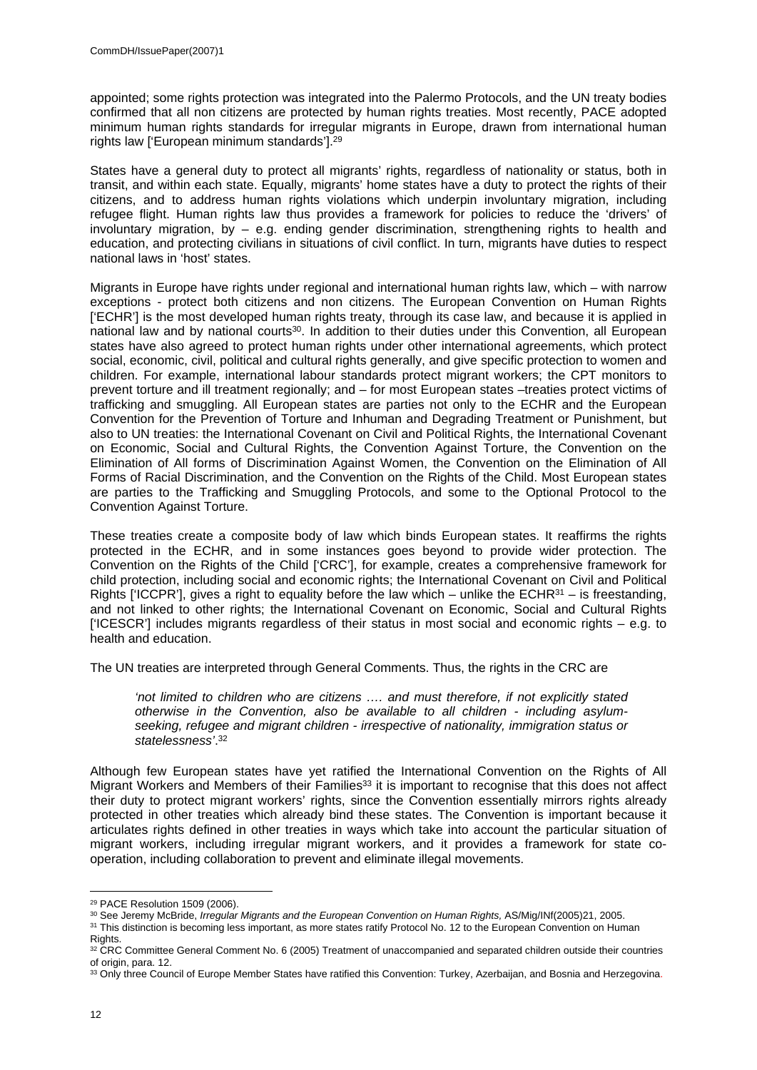appointed; some rights protection was integrated into the Palermo Protocols, and the UN treaty bodies confirmed that all non citizens are protected by human rights treaties. Most recently, PACE adopted minimum human rights standards for irregular migrants in Europe, drawn from international human rights law ['European minimum standards'].[29]

States have a general duty to protect all migrants' rights, regardless of nationality or status, both in transit, and within each state. Equally, migrants' home states have a duty to protect the rights of their citizens, and to address human rights violations which underpin involuntary migration, including refugee flight. Human rights law thus provides a framework for policies to reduce the 'drivers' of involuntary migration, by – e.g. ending gender discrimination, strengthening rights to health and education, and protecting civilians in situations of civil conflict. In turn, migrants have duties to respect national laws in 'host' states.

Migrants in Europe have rights under regional and international human rights law, which – with narrow exceptions - protect both citizens and non citizens. The European Convention on Human Rights ['ECHR'] is the most developed human rights treaty, through its case law, and because it is applied in national law and by national courts[30]. In addition to their duties under this Convention, all European states have also agreed to protect human rights under other international agreements, which protect social, economic, civil, political and cultural rights generally, and give specific protection to women and children. For example, international labour standards protect migrant workers; the CPT monitors to prevent torture and ill treatment regionally; and – for most European states –treaties protect victims of trafficking and smuggling. All European states are parties not only to the ECHR and the European Convention for the Prevention of Torture and Inhuman and Degrading Treatment or Punishment, but also to UN treaties: the International Covenant on Civil and Political Rights, the International Covenant on Economic, Social and Cultural Rights, the Convention Against Torture, the Convention on the Elimination of All forms of Discrimination Against Women, the Convention on the Elimination of All Forms of Racial Discrimination, and the Convention on the Rights of the Child. Most European states are parties to the Trafficking and Smuggling Protocols, and some to the Optional Protocol to the Convention Against Torture.

These treaties create a composite body of law which binds European states. It reaffirms the rights protected in the ECHR, and in some instances goes beyond to provide wider protection. The Convention on the Rights of the Child ['CRC'], for example, creates a comprehensive framework for child protection, including social and economic rights; the International Covenant on Civil and Political Rights ['ICCPR'], gives a right to equality before the law which – unlike the ECHR[31] – is freestanding, and not linked to other rights; the International Covenant on Economic, Social and Cultural Rights ['ICESCR'] includes migrants regardless of their status in most social and economic rights – e.g. to health and education.

The UN treaties are interpreted through General Comments. Thus, the rights in the CRC are

> *'not limited to children who are citizens …. and must therefore, if not explicitly stated otherwise in the Convention, also be available to all children - including asylum-seeking, refugee and migrant children - irrespective of nationality, immigration status or statelessness'*.[32]

Although few European states have yet ratified the International Convention on the Rights of All Migrant Workers and Members of their Families[33] it is important to recognise that this does not affect their duty to protect migrant workers' rights, since the Convention essentially mirrors rights already protected in other treaties which already bind these states. The Convention is important because it articulates rights defined in other treaties in ways which take into account the particular situation of migrant workers, including irregular migrant workers, and it provides a framework for state co-operation, including collaboration to prevent and eliminate illegal movements.

---

[29] PACE Resolution 1509 (2006).

[30] See Jeremy McBride, *Irregular Migrants and the European Convention on Human Rights,* AS/Mig/INf(2005)21, 2005.

[31] This distinction is becoming less important, as more states ratify Protocol No. 12 to the European Convention on Human Rights.

[32] CRC Committee General Comment No. 6 (2005) Treatment of unaccompanied and separated children outside their countries of origin, para. 12.

[33] Only three Council of Europe Member States have ratified this Convention: Turkey, Azerbaijan, and Bosnia and Herzegovina.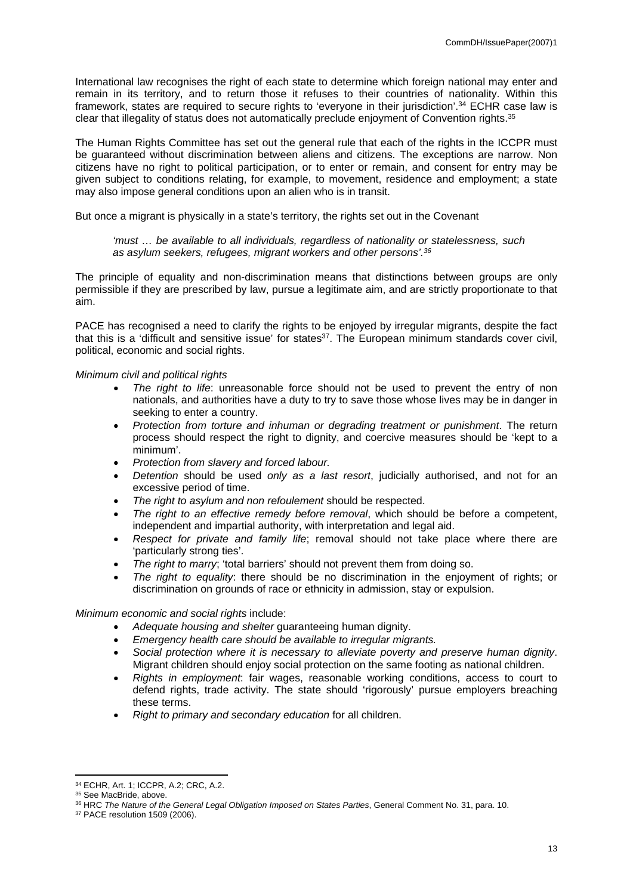International law recognises the right of each state to determine which foreign national may enter and remain in its territory, and to return those it refuses to their countries of nationality. Within this framework, states are required to secure rights to 'everyone in their jurisdiction'.[34] ECHR case law is clear that illegality of status does not automatically preclude enjoyment of Convention rights.[35]

The Human Rights Committee has set out the general rule that each of the rights in the ICCPR must be guaranteed without discrimination between aliens and citizens. The exceptions are narrow. Non citizens have no right to political participation, or to enter or remain, and consent for entry may be given subject to conditions relating, for example, to movement, residence and employment; a state may also impose general conditions upon an alien who is in transit.

But once a migrant is physically in a state's territory, the rights set out in the Covenant

> *'must … be available to all individuals, regardless of nationality or statelessness, such as asylum seekers, refugees, migrant workers and other persons'.*[36]

The principle of equality and non-discrimination means that distinctions between groups are only permissible if they are prescribed by law, pursue a legitimate aim, and are strictly proportionate to that aim.

PACE has recognised a need to clarify the rights to be enjoyed by irregular migrants, despite the fact that this is a 'difficult and sensitive issue' for states[37]. The European minimum standards cover civil, political, economic and social rights.

*Minimum civil and political rights*

- *The right to life*: unreasonable force should not be used to prevent the entry of non nationals, and authorities have a duty to try to save those whose lives may be in danger in seeking to enter a country.
- *Protection from torture and inhuman or degrading treatment or punishment*. The return process should respect the right to dignity, and coercive measures should be 'kept to a minimum'.
- *Protection from slavery and forced labour*.
- *Detention* should be used *only as a last resort*, judicially authorised, and not for an excessive period of time.
- *The right to asylum and non refoulement* should be respected.
- *The right to an effective remedy before removal*, which should be before a competent, independent and impartial authority, with interpretation and legal aid.
- *Respect for private and family life*; removal should not take place where there are 'particularly strong ties'.
- *The right to marry*; 'total barriers' should not prevent them from doing so.
- *The right to equality*: there should be no discrimination in the enjoyment of rights; or discrimination on grounds of race or ethnicity in admission, stay or expulsion.

*Minimum economic and social rights* include:

- *Adequate housing and shelter* guaranteeing human dignity.
- *Emergency health care should be available to irregular migrants.*
- *Social protection where it is necessary to alleviate poverty and preserve human dignity*. Migrant children should enjoy social protection on the same footing as national children.
- *Rights in employment*: fair wages, reasonable working conditions, access to court to defend rights, trade activity. The state should 'rigorously' pursue employers breaching these terms.
- *Right to primary and secondary education* for all children.

---

[34] ECHR, Art. 1; ICCPR, A.2; CRC, A.2.

[35] See MacBride, above.

[36] HRC *The Nature of the General Legal Obligation Imposed on States Parties*, General Comment No. 31, para. 10.

[37] PACE resolution 1509 (2006).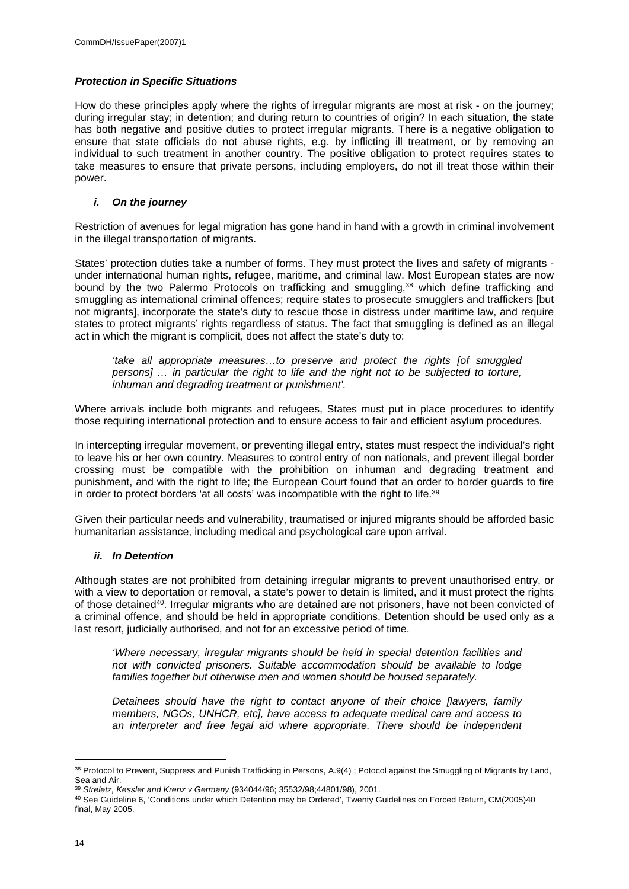### *Protection in Specific Situations*

How do these principles apply where the rights of irregular migrants are most at risk - on the journey; during irregular stay; in detention; and during return to countries of origin? In each situation, the state has both negative and positive duties to protect irregular migrants. There is a negative obligation to ensure that state officials do not abuse rights, e.g. by inflicting ill treatment, or by removing an individual to such treatment in another country. The positive obligation to protect requires states to take measures to ensure that private persons, including employers, do not ill treat those within their power.

#### *i. On the journey*

Restriction of avenues for legal migration has gone hand in hand with a growth in criminal involvement in the illegal transportation of migrants.

States' protection duties take a number of forms. They must protect the lives and safety of migrants - under international human rights, refugee, maritime, and criminal law. Most European states are now bound by the two Palermo Protocols on trafficking and smuggling,[38] which define trafficking and smuggling as international criminal offences; require states to prosecute smugglers and traffickers [but not migrants], incorporate the state's duty to rescue those in distress under maritime law, and require states to protect migrants' rights regardless of status. The fact that smuggling is defined as an illegal act in which the migrant is complicit, does not affect the state's duty to:

> *'take all appropriate measures…to preserve and protect the rights [of smuggled persons] … in particular the right to life and the right not to be subjected to torture, inhuman and degrading treatment or punishment'.*

Where arrivals include both migrants and refugees, States must put in place procedures to identify those requiring international protection and to ensure access to fair and efficient asylum procedures.

In intercepting irregular movement, or preventing illegal entry, states must respect the individual's right to leave his or her own country. Measures to control entry of non nationals, and prevent illegal border crossing must be compatible with the prohibition on inhuman and degrading treatment and punishment, and with the right to life; the European Court found that an order to border guards to fire in order to protect borders 'at all costs' was incompatible with the right to life.[39]

Given their particular needs and vulnerability, traumatised or injured migrants should be afforded basic humanitarian assistance, including medical and psychological care upon arrival.

#### *ii. In Detention*

Although states are not prohibited from detaining irregular migrants to prevent unauthorised entry, or with a view to deportation or removal, a state's power to detain is limited, and it must protect the rights of those detained[40]. Irregular migrants who are detained are not prisoners, have not been convicted of a criminal offence, and should be held in appropriate conditions. Detention should be used only as a last resort, judicially authorised, and not for an excessive period of time.

> *'Where necessary, irregular migrants should be held in special detention facilities and not with convicted prisoners. Suitable accommodation should be available to lodge families together but otherwise men and women should be housed separately.*
>
> *Detainees should have the right to contact anyone of their choice [lawyers, family members, NGOs, UNHCR, etc], have access to adequate medical care and access to an interpreter and free legal aid where appropriate. There should be independent*

---

[38] Protocol to Prevent, Suppress and Punish Trafficking in Persons, A.9(4) ; Potocol against the Smuggling of Migrants by Land, Sea and Air.

[39] *Streletz, Kessler and Krenz v Germany* (934044/96; 35532/98;44801/98), 2001.

[40] See Guideline 6, 'Conditions under which Detention may be Ordered', Twenty Guidelines on Forced Return, CM(2005)40 final, May 2005.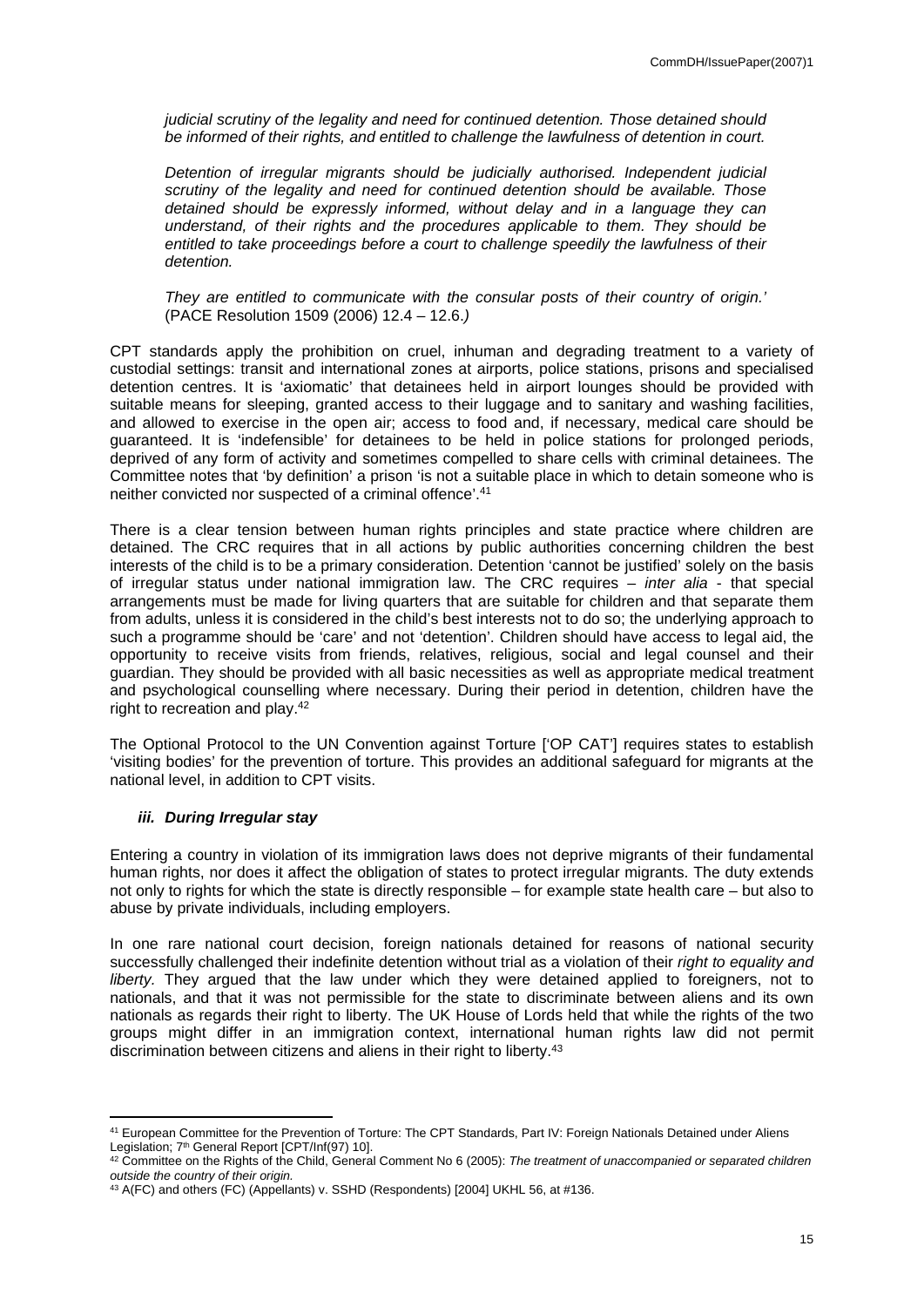*judicial scrutiny of the legality and need for continued detention. Those detained should be informed of their rights, and entitled to challenge the lawfulness of detention in court.*

*Detention of irregular migrants should be judicially authorised. Independent judicial scrutiny of the legality and need for continued detention should be available. Those detained should be expressly informed, without delay and in a language they can understand, of their rights and the procedures applicable to them. They should be entitled to take proceedings before a court to challenge speedily the lawfulness of their detention.*

*They are entitled to communicate with the consular posts of their country of origin.'* (PACE Resolution 1509 (2006) 12.4 – 12.6.*)*

CPT standards apply the prohibition on cruel, inhuman and degrading treatment to a variety of custodial settings: transit and international zones at airports, police stations, prisons and specialised detention centres. It is 'axiomatic' that detainees held in airport lounges should be provided with suitable means for sleeping, granted access to their luggage and to sanitary and washing facilities, and allowed to exercise in the open air; access to food and, if necessary, medical care should be guaranteed. It is 'indefensible' for detainees to be held in police stations for prolonged periods, deprived of any form of activity and sometimes compelled to share cells with criminal detainees. The Committee notes that 'by definition' a prison 'is not a suitable place in which to detain someone who is neither convicted nor suspected of a criminal offence'.[41]

There is a clear tension between human rights principles and state practice where children are detained. The CRC requires that in all actions by public authorities concerning children the best interests of the child is to be a primary consideration. Detention 'cannot be justified' solely on the basis of irregular status under national immigration law. The CRC requires – *inter alia* - that special arrangements must be made for living quarters that are suitable for children and that separate them from adults, unless it is considered in the child's best interests not to do so; the underlying approach to such a programme should be 'care' and not 'detention'. Children should have access to legal aid, the opportunity to receive visits from friends, relatives, religious, social and legal counsel and their guardian. They should be provided with all basic necessities as well as appropriate medical treatment and psychological counselling where necessary. During their period in detention, children have the right to recreation and play.[42]

The Optional Protocol to the UN Convention against Torture ['OP CAT'] requires states to establish 'visiting bodies' for the prevention of torture. This provides an additional safeguard for migrants at the national level, in addition to CPT visits.

### *iii. During Irregular stay*

Entering a country in violation of its immigration laws does not deprive migrants of their fundamental human rights, nor does it affect the obligation of states to protect irregular migrants. The duty extends not only to rights for which the state is directly responsible – for example state health care – but also to abuse by private individuals, including employers.

In one rare national court decision, foreign nationals detained for reasons of national security successfully challenged their indefinite detention without trial as a violation of their *right to equality and liberty.* They argued that the law under which they were detained applied to foreigners, not to nationals, and that it was not permissible for the state to discriminate between aliens and its own nationals as regards their right to liberty. The UK House of Lords held that while the rights of the two groups might differ in an immigration context, international human rights law did not permit discrimination between citizens and aliens in their right to liberty.[43]

---

[41] European Committee for the Prevention of Torture: The CPT Standards, Part IV: Foreign Nationals Detained under Aliens Legislation; 7th General Report [CPT/Inf(97) 10].

[42] Committee on the Rights of the Child, General Comment No 6 (2005): *The treatment of unaccompanied or separated children outside the country of their origin.*

[43] A(FC) and others (FC) (Appellants) v. SSHD (Respondents) [2004] UKHL 56, at #136.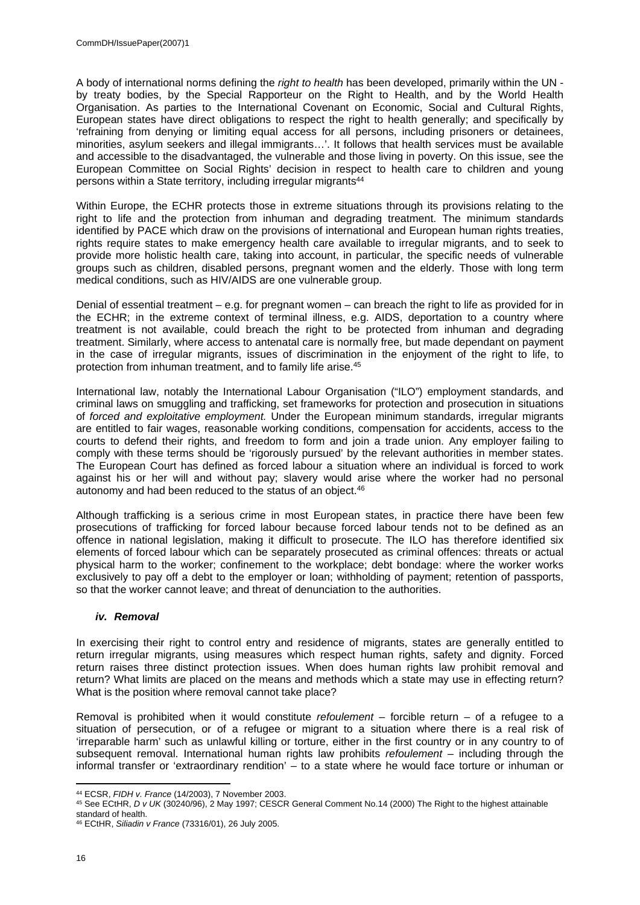A body of international norms defining the *right to health* has been developed, primarily within the UN - by treaty bodies, by the Special Rapporteur on the Right to Health, and by the World Health Organisation. As parties to the International Covenant on Economic, Social and Cultural Rights, European states have direct obligations to respect the right to health generally; and specifically by 'refraining from denying or limiting equal access for all persons, including prisoners or detainees, minorities, asylum seekers and illegal immigrants…'. It follows that health services must be available and accessible to the disadvantaged, the vulnerable and those living in poverty. On this issue, see the European Committee on Social Rights' decision in respect to health care to children and young persons within a State territory, including irregular migrants[44]

Within Europe, the ECHR protects those in extreme situations through its provisions relating to the right to life and the protection from inhuman and degrading treatment. The minimum standards identified by PACE which draw on the provisions of international and European human rights treaties, rights require states to make emergency health care available to irregular migrants, and to seek to provide more holistic health care, taking into account, in particular, the specific needs of vulnerable groups such as children, disabled persons, pregnant women and the elderly. Those with long term medical conditions, such as HIV/AIDS are one vulnerable group.

Denial of essential treatment – e.g. for pregnant women – can breach the right to life as provided for in the ECHR; in the extreme context of terminal illness, e.g. AIDS, deportation to a country where treatment is not available, could breach the right to be protected from inhuman and degrading treatment. Similarly, where access to antenatal care is normally free, but made dependant on payment in the case of irregular migrants, issues of discrimination in the enjoyment of the right to life, to protection from inhuman treatment, and to family life arise.[45]

International law, notably the International Labour Organisation ("ILO") employment standards, and criminal laws on smuggling and trafficking, set frameworks for protection and prosecution in situations of *forced and exploitative employment.* Under the European minimum standards, irregular migrants are entitled to fair wages, reasonable working conditions, compensation for accidents, access to the courts to defend their rights, and freedom to form and join a trade union. Any employer failing to comply with these terms should be 'rigorously pursued' by the relevant authorities in member states. The European Court has defined as forced labour a situation where an individual is forced to work against his or her will and without pay; slavery would arise where the worker had no personal autonomy and had been reduced to the status of an object.[46]

Although trafficking is a serious crime in most European states, in practice there have been few prosecutions of trafficking for forced labour because forced labour tends not to be defined as an offence in national legislation, making it difficult to prosecute. The ILO has therefore identified six elements of forced labour which can be separately prosecuted as criminal offences: threats or actual physical harm to the worker; confinement to the workplace; debt bondage: where the worker works exclusively to pay off a debt to the employer or loan; withholding of payment; retention of passports, so that the worker cannot leave; and threat of denunciation to the authorities.

### *iv. Removal*

In exercising their right to control entry and residence of migrants, states are generally entitled to return irregular migrants, using measures which respect human rights, safety and dignity. Forced return raises three distinct protection issues. When does human rights law prohibit removal and return? What limits are placed on the means and methods which a state may use in effecting return? What is the position where removal cannot take place?

Removal is prohibited when it would constitute *refoulement* – forcible return – of a refugee to a situation of persecution, or of a refugee or migrant to a situation where there is a real risk of 'irreparable harm' such as unlawful killing or torture, either in the first country or in any country to of subsequent removal. International human rights law prohibits *refoulement* – including through the informal transfer or 'extraordinary rendition' – to a state where he would face torture or inhuman or

---

[44] ECSR, *FIDH v. France* (14/2003), 7 November 2003.

[45] See ECtHR, *D v UK* (30240/96), 2 May 1997; CESCR General Comment No.14 (2000) The Right to the highest attainable standard of health.

[46] ECtHR, *Siliadin v France* (73316/01), 26 July 2005.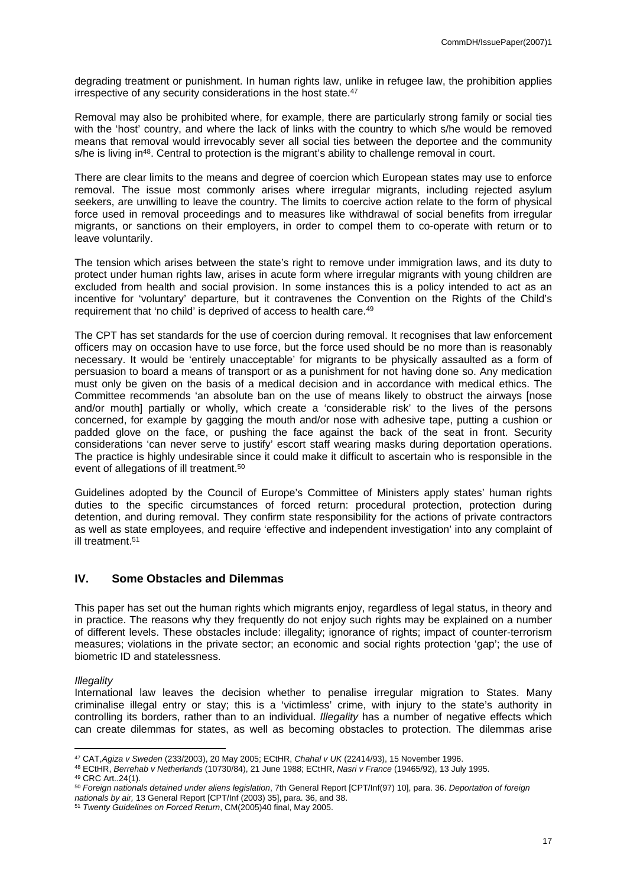degrading treatment or punishment. In human rights law, unlike in refugee law, the prohibition applies irrespective of any security considerations in the host state.[47]

Removal may also be prohibited where, for example, there are particularly strong family or social ties with the 'host' country, and where the lack of links with the country to which s/he would be removed means that removal would irrevocably sever all social ties between the deportee and the community s/he is living in[48]. Central to protection is the migrant's ability to challenge removal in court.

There are clear limits to the means and degree of coercion which European states may use to enforce removal. The issue most commonly arises where irregular migrants, including rejected asylum seekers, are unwilling to leave the country. The limits to coercive action relate to the form of physical force used in removal proceedings and to measures like withdrawal of social benefits from irregular migrants, or sanctions on their employers, in order to compel them to co-operate with return or to leave voluntarily.

The tension which arises between the state's right to remove under immigration laws, and its duty to protect under human rights law, arises in acute form where irregular migrants with young children are excluded from health and social provision. In some instances this is a policy intended to act as an incentive for 'voluntary' departure, but it contravenes the Convention on the Rights of the Child's requirement that 'no child' is deprived of access to health care.[49]

The CPT has set standards for the use of coercion during removal. It recognises that law enforcement officers may on occasion have to use force, but the force used should be no more than is reasonably necessary. It would be 'entirely unacceptable' for migrants to be physically assaulted as a form of persuasion to board a means of transport or as a punishment for not having done so. Any medication must only be given on the basis of a medical decision and in accordance with medical ethics. The Committee recommends 'an absolute ban on the use of means likely to obstruct the airways [nose and/or mouth] partially or wholly, which create a 'considerable risk' to the lives of the persons concerned, for example by gagging the mouth and/or nose with adhesive tape, putting a cushion or padded glove on the face, or pushing the face against the back of the seat in front. Security considerations 'can never serve to justify' escort staff wearing masks during deportation operations. The practice is highly undesirable since it could make it difficult to ascertain who is responsible in the event of allegations of ill treatment.[50]

Guidelines adopted by the Council of Europe's Committee of Ministers apply states' human rights duties to the specific circumstances of forced return: procedural protection, protection during detention, and during removal. They confirm state responsibility for the actions of private contractors as well as state employees, and require 'effective and independent investigation' into any complaint of ill treatment.[51]

## IV. Some Obstacles and Dilemmas

This paper has set out the human rights which migrants enjoy, regardless of legal status, in theory and in practice. The reasons why they frequently do not enjoy such rights may be explained on a number of different levels. These obstacles include: illegality; ignorance of rights; impact of counter-terrorism measures; violations in the private sector; an economic and social rights protection 'gap'; the use of biometric ID and statelessness.

*Illegality*

International law leaves the decision whether to penalise irregular migration to States. Many criminalise illegal entry or stay; this is a 'victimless' crime, with injury to the state's authority in controlling its borders, rather than to an individual. *Illegality* has a number of negative effects which can create dilemmas for states, as well as becoming obstacles to protection. The dilemmas arise

---

[47] CAT,*Agiza v Sweden* (233/2003), 20 May 2005; ECtHR, *Chahal v UK* (22414/93), 15 November 1996.

[48] ECtHR, *Berrehab v Netherlands* (10730/84), 21 June 1988; ECtHR, *Nasri v France* (19465/92), 13 July 1995.

[49] CRC Art..24(1).

[50] *Foreign nationals detained under aliens legislation*, 7th General Report [CPT/Inf(97) 10], para. 36. *Deportation of foreign nationals by air,* 13 General Report [CPT/Inf (2003) 35], para. 36, and 38.

[51] *Twenty Guidelines on Forced Return*, CM(2005)40 final, May 2005.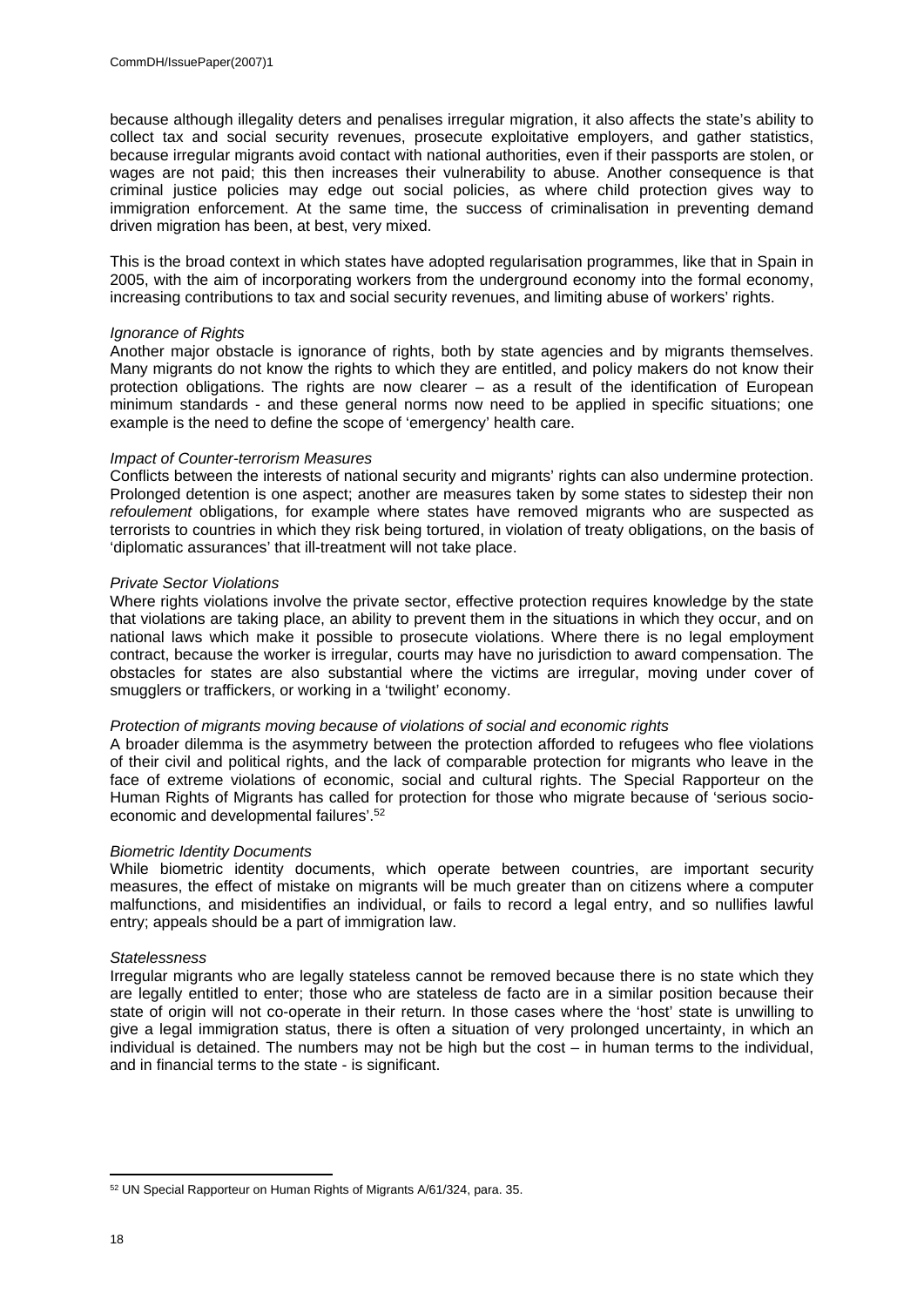because although illegality deters and penalises irregular migration, it also affects the state's ability to collect tax and social security revenues, prosecute exploitative employers, and gather statistics, because irregular migrants avoid contact with national authorities, even if their passports are stolen, or wages are not paid; this then increases their vulnerability to abuse. Another consequence is that criminal justice policies may edge out social policies, as where child protection gives way to immigration enforcement. At the same time, the success of criminalisation in preventing demand driven migration has been, at best, very mixed.

This is the broad context in which states have adopted regularisation programmes, like that in Spain in 2005, with the aim of incorporating workers from the underground economy into the formal economy, increasing contributions to tax and social security revenues, and limiting abuse of workers' rights.

*Ignorance of Rights*

Another major obstacle is ignorance of rights, both by state agencies and by migrants themselves. Many migrants do not know the rights to which they are entitled, and policy makers do not know their protection obligations. The rights are now clearer – as a result of the identification of European minimum standards - and these general norms now need to be applied in specific situations; one example is the need to define the scope of 'emergency' health care.

*Impact of Counter-terrorism Measures*

Conflicts between the interests of national security and migrants' rights can also undermine protection. Prolonged detention is one aspect; another are measures taken by some states to sidestep their non *refoulement* obligations, for example where states have removed migrants who are suspected as terrorists to countries in which they risk being tortured, in violation of treaty obligations, on the basis of 'diplomatic assurances' that ill-treatment will not take place.

*Private Sector Violations*

Where rights violations involve the private sector, effective protection requires knowledge by the state that violations are taking place, an ability to prevent them in the situations in which they occur, and on national laws which make it possible to prosecute violations. Where there is no legal employment contract, because the worker is irregular, courts may have no jurisdiction to award compensation. The obstacles for states are also substantial where the victims are irregular, moving under cover of smugglers or traffickers, or working in a 'twilight' economy.

*Protection of migrants moving because of violations of social and economic rights*

A broader dilemma is the asymmetry between the protection afforded to refugees who flee violations of their civil and political rights, and the lack of comparable protection for migrants who leave in the face of extreme violations of economic, social and cultural rights. The Special Rapporteur on the Human Rights of Migrants has called for protection for those who migrate because of 'serious socio-economic and developmental failures'.[52]

*Biometric Identity Documents*

While biometric identity documents, which operate between countries, are important security measures, the effect of mistake on migrants will be much greater than on citizens where a computer malfunctions, and misidentifies an individual, or fails to record a legal entry, and so nullifies lawful entry; appeals should be a part of immigration law.

*Statelessness*

Irregular migrants who are legally stateless cannot be removed because there is no state which they are legally entitled to enter; those who are stateless de facto are in a similar position because their state of origin will not co-operate in their return. In those cases where the 'host' state is unwilling to give a legal immigration status, there is often a situation of very prolonged uncertainty, in which an individual is detained. The numbers may not be high but the cost – in human terms to the individual, and in financial terms to the state - is significant.

---

[52] UN Special Rapporteur on Human Rights of Migrants A/61/324, para. 35.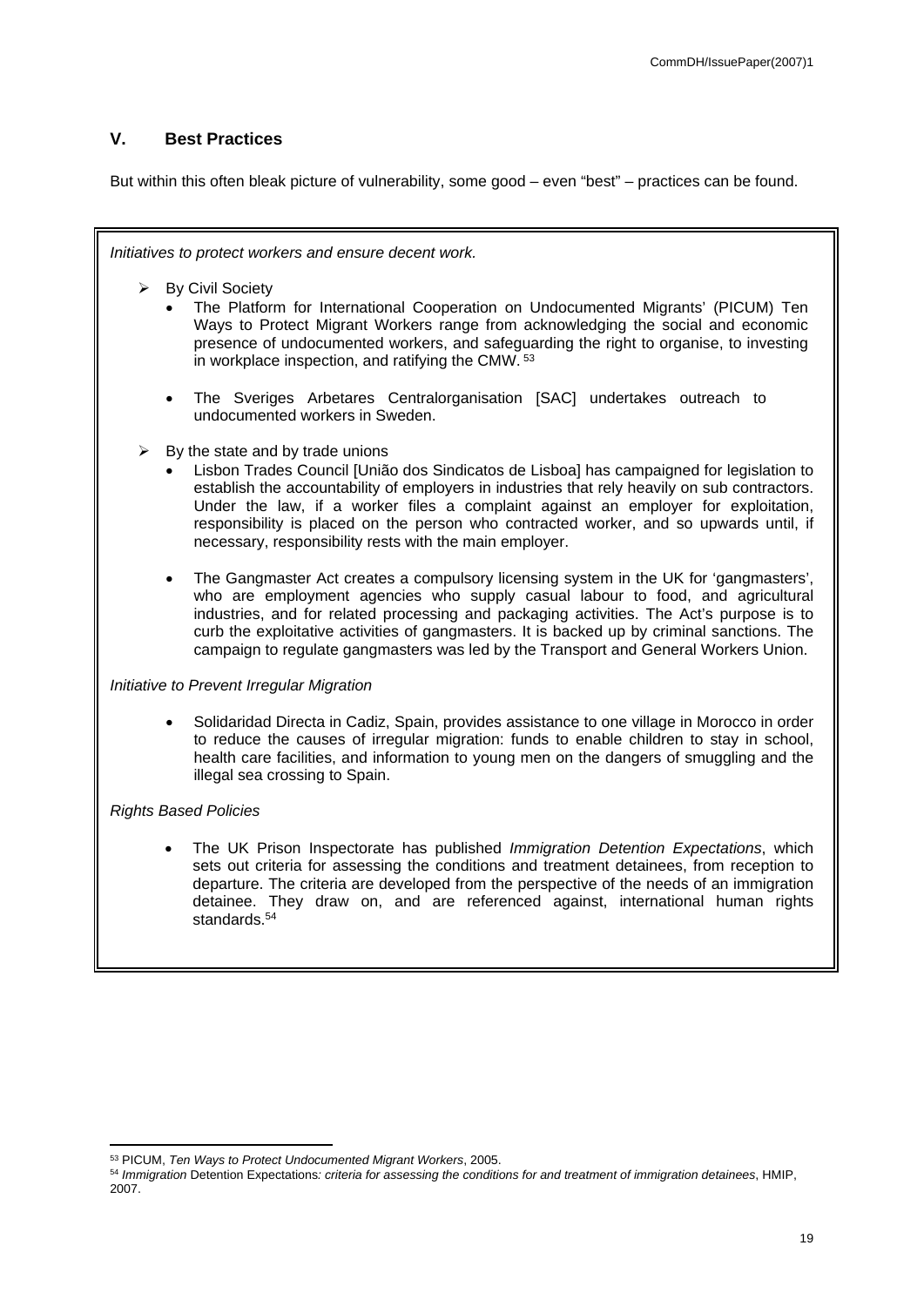## V. Best Practices

But within this often bleak picture of vulnerability, some good – even "best" – practices can be found.

*Initiatives to protect workers and ensure decent work.*

- By Civil Society
  - The Platform for International Cooperation on Undocumented Migrants' (PICUM) Ten Ways to Protect Migrant Workers range from acknowledging the social and economic presence of undocumented workers, and safeguarding the right to organise, to investing in workplace inspection, and ratifying the CMW. [53]
  - The Sveriges Arbetares Centralorganisation [SAC] undertakes outreach to undocumented workers in Sweden.
- By the state and by trade unions
  - Lisbon Trades Council [União dos Sindicatos de Lisboa] has campaigned for legislation to establish the accountability of employers in industries that rely heavily on sub contractors. Under the law, if a worker files a complaint against an employer for exploitation, responsibility is placed on the person who contracted worker, and so upwards until, if necessary, responsibility rests with the main employer.
  - The Gangmaster Act creates a compulsory licensing system in the UK for 'gangmasters', who are employment agencies who supply casual labour to food, and agricultural industries, and for related processing and packaging activities. The Act's purpose is to curb the exploitative activities of gangmasters. It is backed up by criminal sanctions. The campaign to regulate gangmasters was led by the Transport and General Workers Union.

*Initiative to Prevent Irregular Migration*

- Solidaridad Directa in Cadiz, Spain, provides assistance to one village in Morocco in order to reduce the causes of irregular migration: funds to enable children to stay in school, health care facilities, and information to young men on the dangers of smuggling and the illegal sea crossing to Spain.

*Rights Based Policies*

- The UK Prison Inspectorate has published *Immigration Detention Expectations*, which sets out criteria for assessing the conditions and treatment detainees, from reception to departure. The criteria are developed from the perspective of the needs of an immigration detainee. They draw on, and are referenced against, international human rights standards.[54]

---

[53] PICUM, *Ten Ways to Protect Undocumented Migrant Workers*, 2005.

[54] *Immigration* Detention Expectations*: criteria for assessing the conditions for and treatment of immigration detainees*, HMIP, 2007.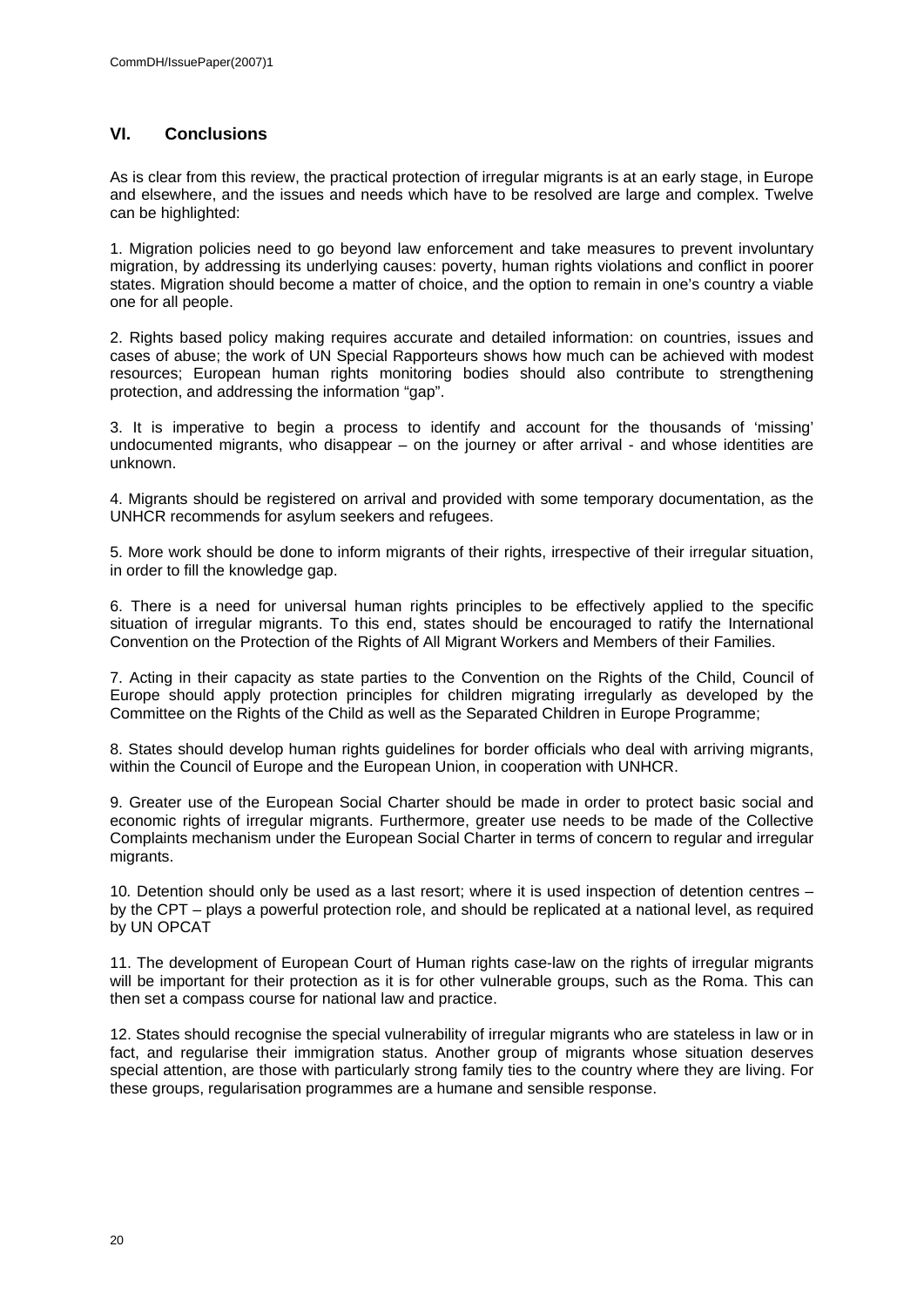## VI. Conclusions

As is clear from this review, the practical protection of irregular migrants is at an early stage, in Europe and elsewhere, and the issues and needs which have to be resolved are large and complex. Twelve can be highlighted:

1. Migration policies need to go beyond law enforcement and take measures to prevent involuntary migration, by addressing its underlying causes: poverty, human rights violations and conflict in poorer states. Migration should become a matter of choice, and the option to remain in one's country a viable one for all people.

2. Rights based policy making requires accurate and detailed information: on countries, issues and cases of abuse; the work of UN Special Rapporteurs shows how much can be achieved with modest resources; European human rights monitoring bodies should also contribute to strengthening protection, and addressing the information "gap".

3. It is imperative to begin a process to identify and account for the thousands of 'missing' undocumented migrants, who disappear – on the journey or after arrival - and whose identities are unknown.

4. Migrants should be registered on arrival and provided with some temporary documentation, as the UNHCR recommends for asylum seekers and refugees.

5. More work should be done to inform migrants of their rights, irrespective of their irregular situation, in order to fill the knowledge gap.

6. There is a need for universal human rights principles to be effectively applied to the specific situation of irregular migrants. To this end, states should be encouraged to ratify the International Convention on the Protection of the Rights of All Migrant Workers and Members of their Families.

7. Acting in their capacity as state parties to the Convention on the Rights of the Child, Council of Europe should apply protection principles for children migrating irregularly as developed by the Committee on the Rights of the Child as well as the Separated Children in Europe Programme;

8. States should develop human rights guidelines for border officials who deal with arriving migrants, within the Council of Europe and the European Union, in cooperation with UNHCR.

9. Greater use of the European Social Charter should be made in order to protect basic social and economic rights of irregular migrants. Furthermore, greater use needs to be made of the Collective Complaints mechanism under the European Social Charter in terms of concern to regular and irregular migrants.

10. Detention should only be used as a last resort; where it is used inspection of detention centres – by the CPT – plays a powerful protection role, and should be replicated at a national level, as required by UN OPCAT

11. The development of European Court of Human rights case-law on the rights of irregular migrants will be important for their protection as it is for other vulnerable groups, such as the Roma. This can then set a compass course for national law and practice.

12. States should recognise the special vulnerability of irregular migrants who are stateless in law or in fact, and regularise their immigration status. Another group of migrants whose situation deserves special attention, are those with particularly strong family ties to the country where they are living. For these groups, regularisation programmes are a humane and sensible response.